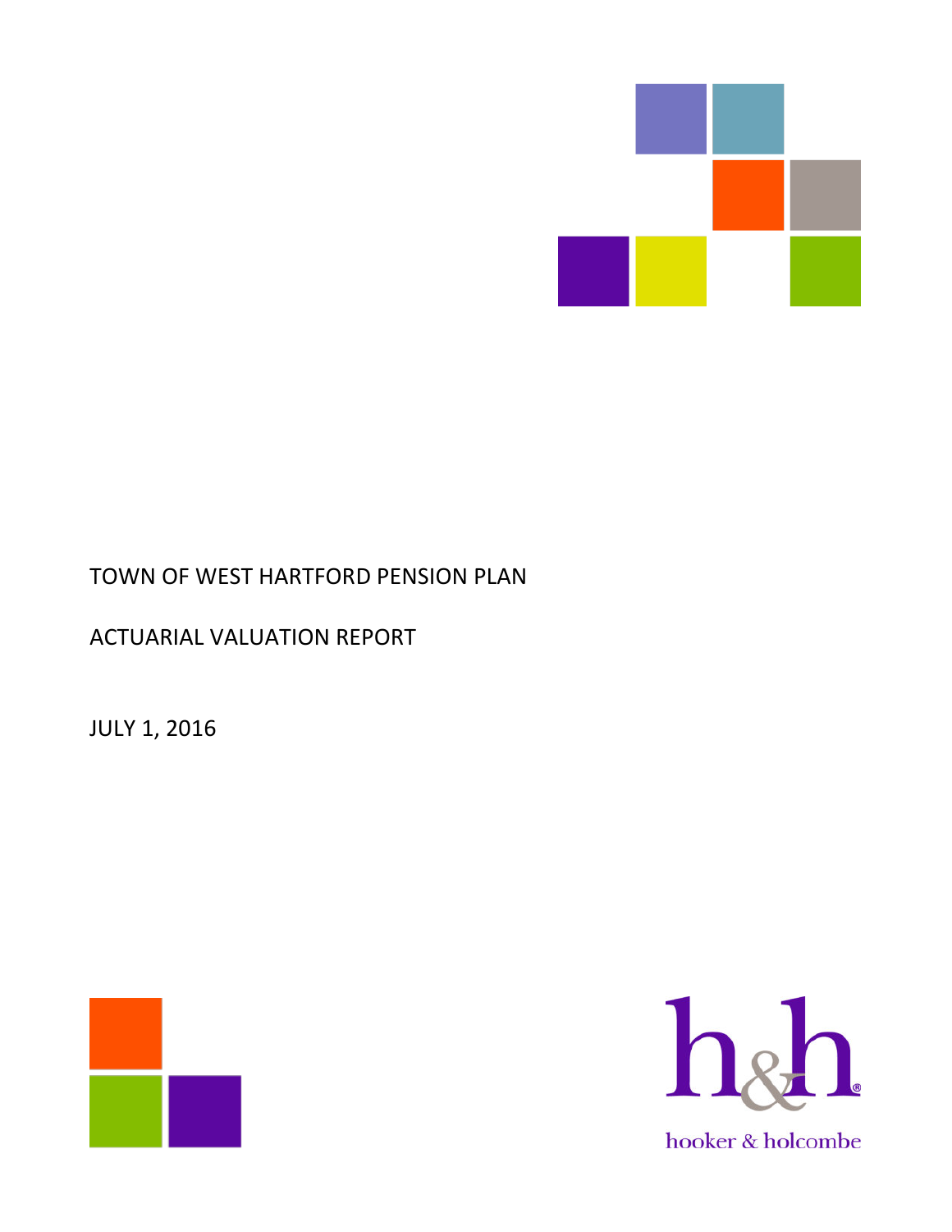# TOWN OF WEST HARTFORD PENSION PLAN

## ACTUARIAL VALUATION REPORT

JULY 1, 2016

h&h

hooker & holcombe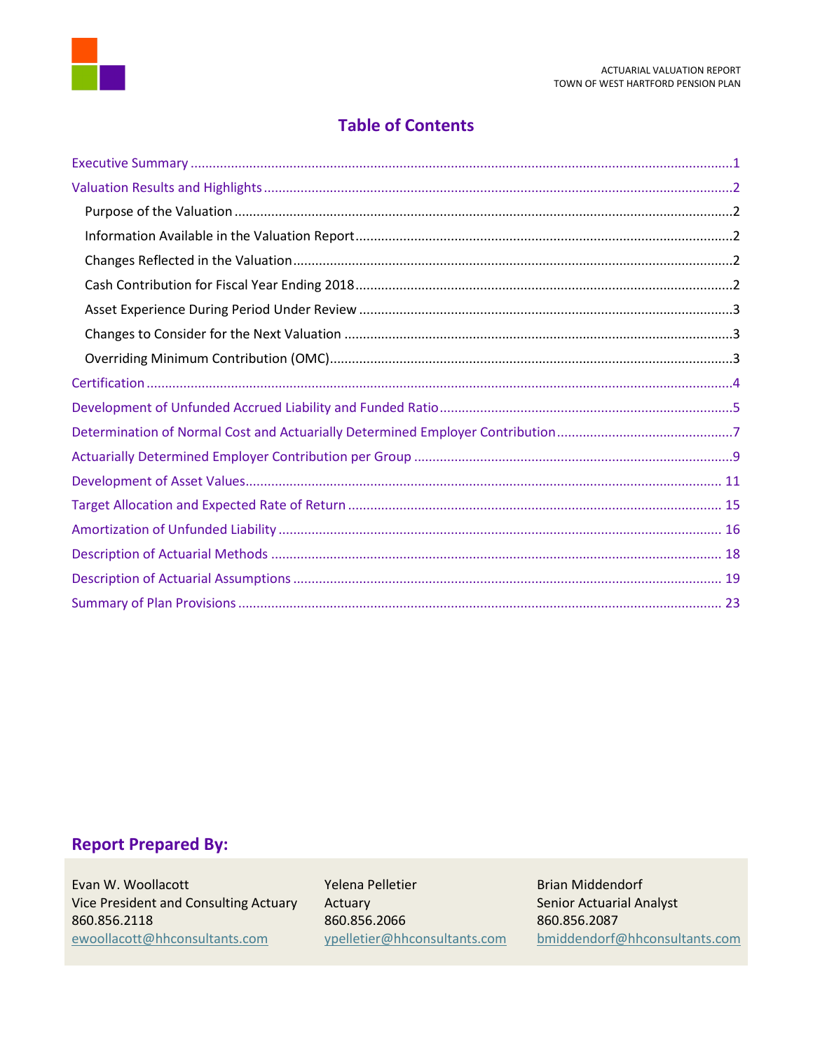# Table of Contents

- Executive Summary ..... 1
- Valuation Results and Highlights ..... 2
  - Purpose of the Valuation ..... 2
  - Information Available in the Valuation Report ..... 2
  - Changes Reflected in the Valuation ..... 2
  - Cash Contribution for Fiscal Year Ending 2018 ..... 2
  - Asset Experience During Period Under Review ..... 3
  - Changes to Consider for the Next Valuation ..... 3
  - Overriding Minimum Contribution (OMC) ..... 3
- Certification ..... 4
- Development of Unfunded Accrued Liability and Funded Ratio ..... 5
- Determination of Normal Cost and Actuarially Determined Employer Contribution ..... 7
- Actuarially Determined Employer Contribution per Group ..... 9
- Development of Asset Values ..... 11
- Target Allocation and Expected Rate of Return ..... 15
- Amortization of Unfunded Liability ..... 16
- Description of Actuarial Methods ..... 18
- Description of Actuarial Assumptions ..... 19
- Summary of Plan Provisions ..... 23

## Report Prepared By:

| | | |
|---|---|---|
| Evan W. Woollacott | Yelena Pelletier | Brian Middendorf |
| Vice President and Consulting Actuary | Actuary | Senior Actuarial Analyst |
| 860.856.2118 | 860.856.2066 | 860.856.2087 |
| ewoollacott@hhconsultants.com | ypelletier@hhconsultants.com | bmiddendorf@hhconsultants.com |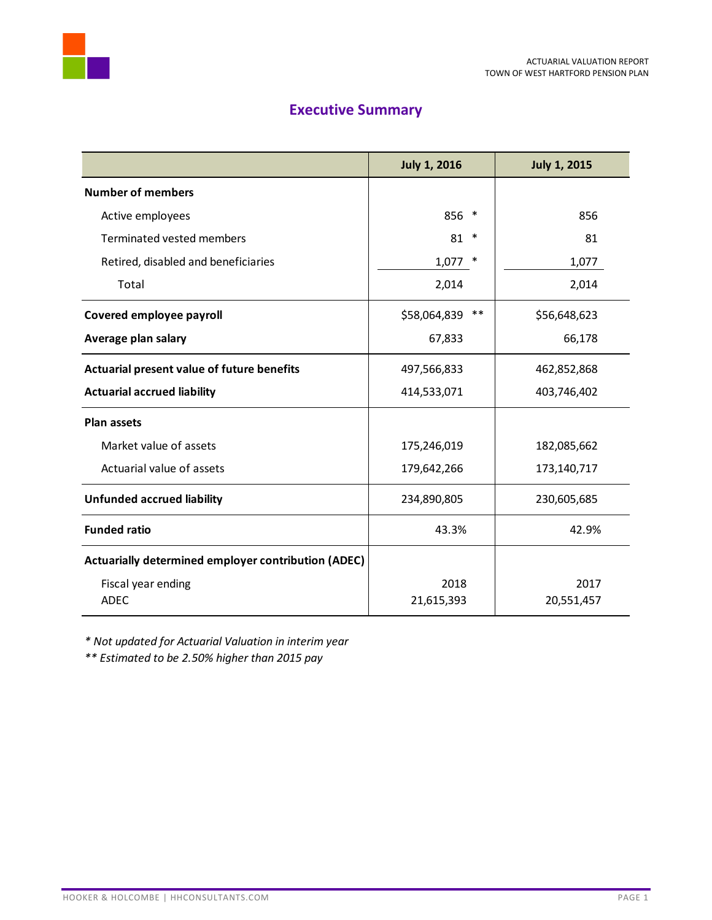## Executive Summary

| | July 1, 2016 | July 1, 2015 |
|---|---|---|
| **Number of members** | | |
| Active employees | 856 * | 856 |
| Terminated vested members | 81 * | 81 |
| Retired, disabled and beneficiaries | 1,077 * | 1,077 |
| Total | 2,014 | 2,014 |
| **Covered employee payroll** | $58,064,839 ** | $56,648,623 |
| **Average plan salary** | 67,833 | 66,178 |
| **Actuarial present value of future benefits** | 497,566,833 | 462,852,868 |
| **Actuarial accrued liability** | 414,533,071 | 403,746,402 |
| **Plan assets** | | |
| Market value of assets | 175,246,019 | 182,085,662 |
| Actuarial value of assets | 179,642,266 | 173,140,717 |
| **Unfunded accrued liability** | 234,890,805 | 230,605,685 |
| **Funded ratio** | 43.3% | 42.9% |
| **Actuarially determined employer contribution (ADEC)** | | |
| Fiscal year ending | 2018 | 2017 |
| ADEC | 21,615,393 | 20,551,457 |

*\* Not updated for Actuarial Valuation in interim year*

*\*\* Estimated to be 2.50% higher than 2015 pay*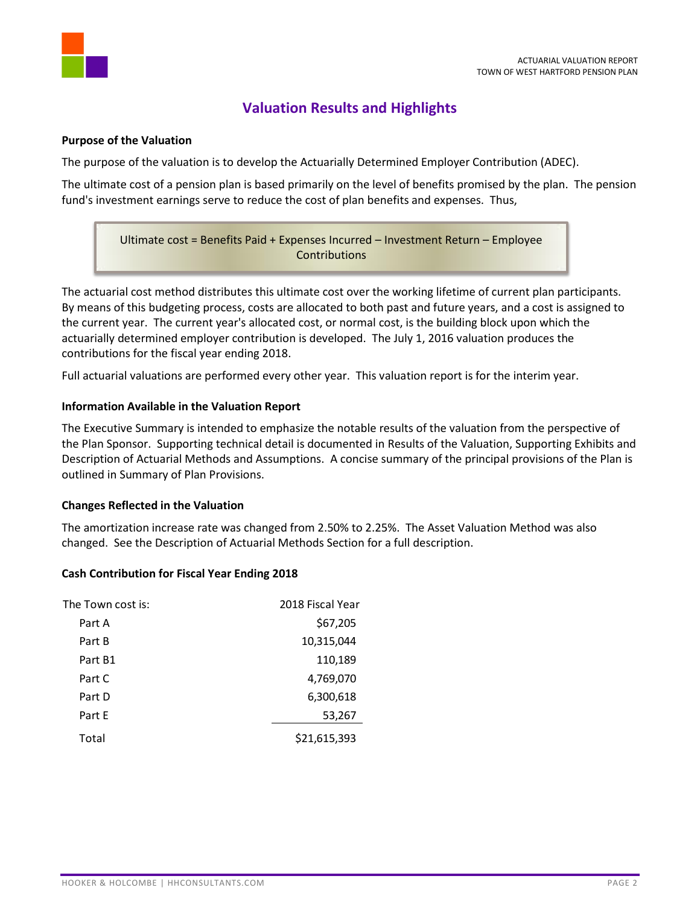# Valuation Results and Highlights

**Purpose of the Valuation**

The purpose of the valuation is to develop the Actuarially Determined Employer Contribution (ADEC).

The ultimate cost of a pension plan is based primarily on the level of benefits promised by the plan. The pension fund's investment earnings serve to reduce the cost of plan benefits and expenses. Thus,

> Ultimate cost = Benefits Paid + Expenses Incurred – Investment Return – Employee Contributions

The actuarial cost method distributes this ultimate cost over the working lifetime of current plan participants. By means of this budgeting process, costs are allocated to both past and future years, and a cost is assigned to the current year. The current year's allocated cost, or normal cost, is the building block upon which the actuarially determined employer contribution is developed. The July 1, 2016 valuation produces the contributions for the fiscal year ending 2018.

Full actuarial valuations are performed every other year. This valuation report is for the interim year.

**Information Available in the Valuation Report**

The Executive Summary is intended to emphasize the notable results of the valuation from the perspective of the Plan Sponsor. Supporting technical detail is documented in Results of the Valuation, Supporting Exhibits and Description of Actuarial Methods and Assumptions. A concise summary of the principal provisions of the Plan is outlined in Summary of Plan Provisions.

**Changes Reflected in the Valuation**

The amortization increase rate was changed from 2.50% to 2.25%. The Asset Valuation Method was also changed. See the Description of Actuarial Methods Section for a full description.

**Cash Contribution for Fiscal Year Ending 2018**

| The Town cost is: | 2018 Fiscal Year |
|---|---|
| Part A | $67,205 |
| Part B | 10,315,044 |
| Part B1 | 110,189 |
| Part C | 4,769,070 |
| Part D | 6,300,618 |
| Part E | 53,267 |
| Total | $21,615,393 |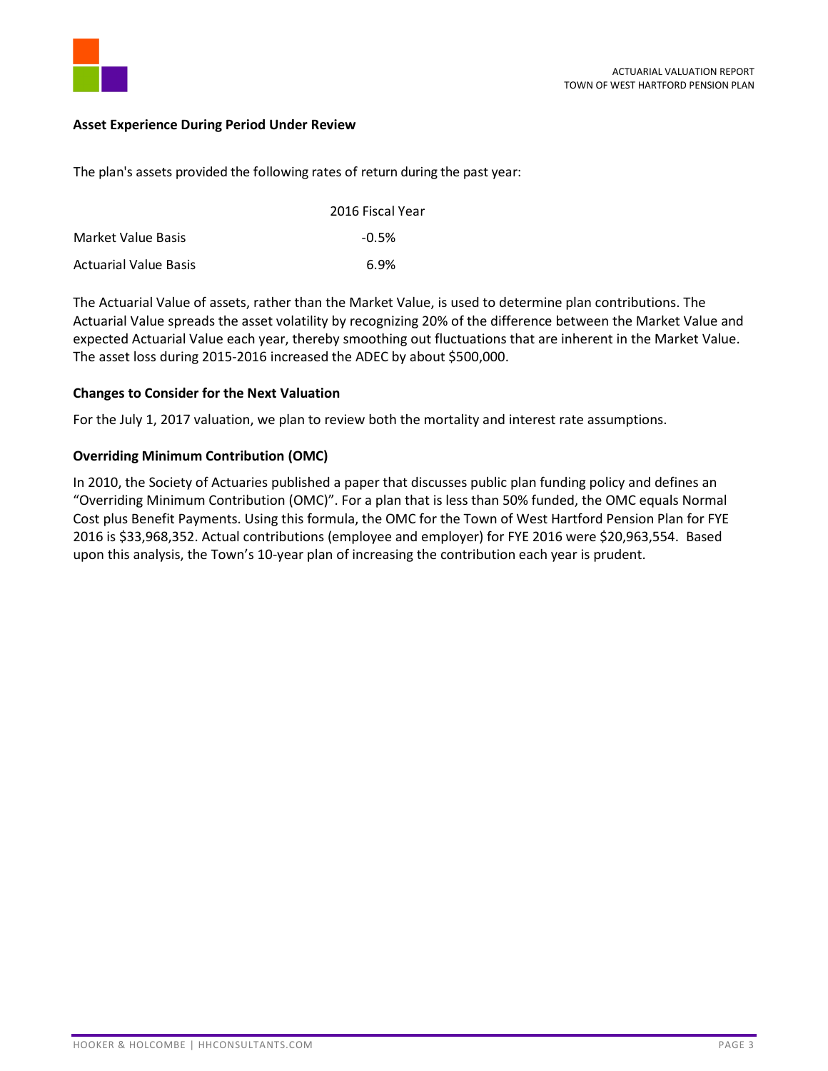### Asset Experience During Period Under Review

The plan's assets provided the following rates of return during the past year:

| | 2016 Fiscal Year |
|---|---|
| Market Value Basis | -0.5% |
| Actuarial Value Basis | 6.9% |

The Actuarial Value of assets, rather than the Market Value, is used to determine plan contributions. The Actuarial Value spreads the asset volatility by recognizing 20% of the difference between the Market Value and expected Actuarial Value each year, thereby smoothing out fluctuations that are inherent in the Market Value. The asset loss during 2015-2016 increased the ADEC by about $500,000.

### Changes to Consider for the Next Valuation

For the July 1, 2017 valuation, we plan to review both the mortality and interest rate assumptions.

### Overriding Minimum Contribution (OMC)

In 2010, the Society of Actuaries published a paper that discusses public plan funding policy and defines an "Overriding Minimum Contribution (OMC)". For a plan that is less than 50% funded, the OMC equals Normal Cost plus Benefit Payments. Using this formula, the OMC for the Town of West Hartford Pension Plan for FYE 2016 is $33,968,352. Actual contributions (employee and employer) for FYE 2016 were $20,963,554. Based upon this analysis, the Town's 10-year plan of increasing the contribution each year is prudent.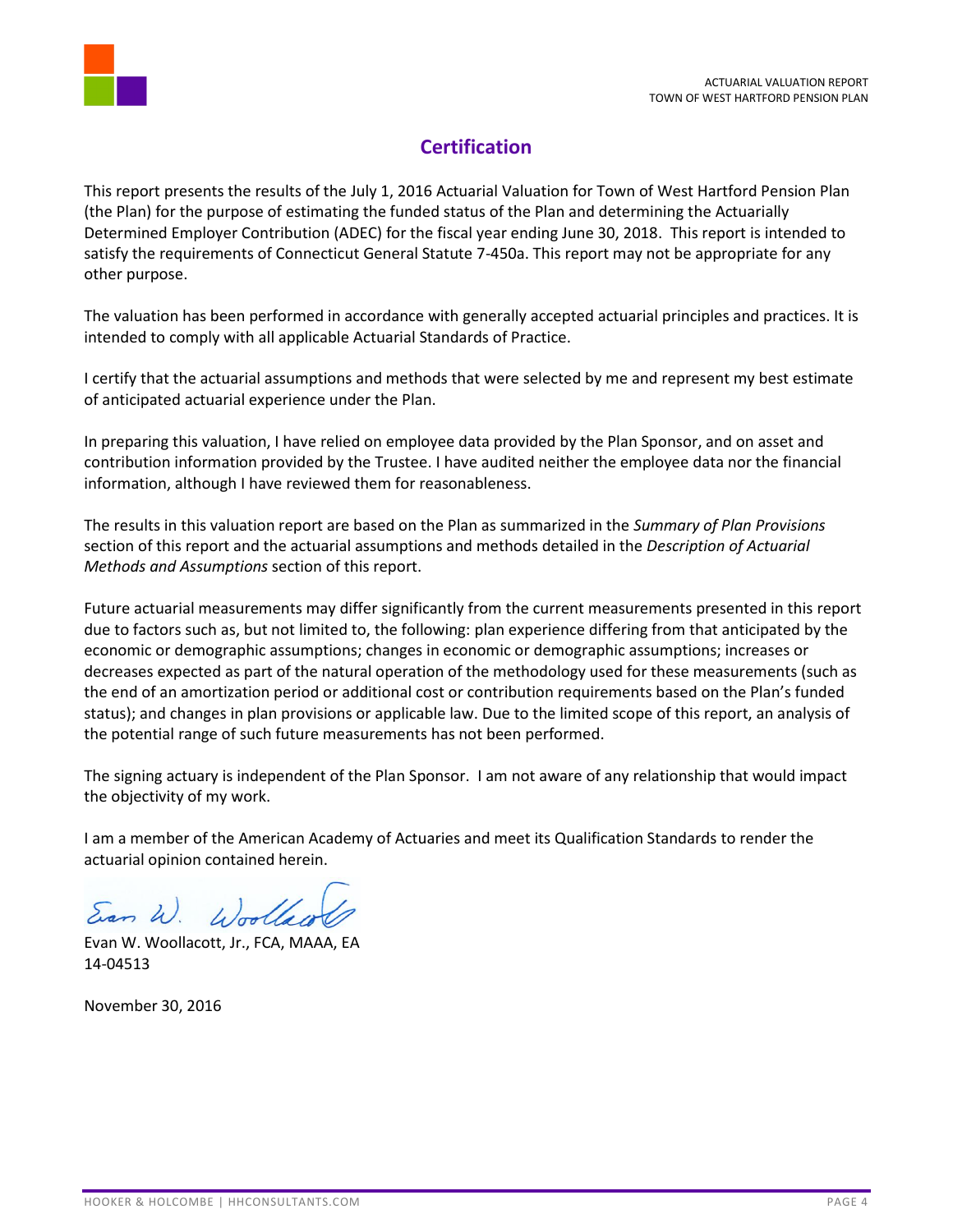## Certification

This report presents the results of the July 1, 2016 Actuarial Valuation for Town of West Hartford Pension Plan (the Plan) for the purpose of estimating the funded status of the Plan and determining the Actuarially Determined Employer Contribution (ADEC) for the fiscal year ending June 30, 2018. This report is intended to satisfy the requirements of Connecticut General Statute 7-450a. This report may not be appropriate for any other purpose.

The valuation has been performed in accordance with generally accepted actuarial principles and practices. It is intended to comply with all applicable Actuarial Standards of Practice.

I certify that the actuarial assumptions and methods that were selected by me and represent my best estimate of anticipated actuarial experience under the Plan.

In preparing this valuation, I have relied on employee data provided by the Plan Sponsor, and on asset and contribution information provided by the Trustee. I have audited neither the employee data nor the financial information, although I have reviewed them for reasonableness.

The results in this valuation report are based on the Plan as summarized in the *Summary of Plan Provisions* section of this report and the actuarial assumptions and methods detailed in the *Description of Actuarial Methods and Assumptions* section of this report.

Future actuarial measurements may differ significantly from the current measurements presented in this report due to factors such as, but not limited to, the following: plan experience differing from that anticipated by the economic or demographic assumptions; changes in economic or demographic assumptions; increases or decreases expected as part of the natural operation of the methodology used for these measurements (such as the end of an amortization period or additional cost or contribution requirements based on the Plan's funded status); and changes in plan provisions or applicable law. Due to the limited scope of this report, an analysis of the potential range of such future measurements has not been performed.

The signing actuary is independent of the Plan Sponsor. I am not aware of any relationship that would impact the objectivity of my work.

I am a member of the American Academy of Actuaries and meet its Qualification Standards to render the actuarial opinion contained herein.

Evan W. Woollacott, Jr., FCA, MAAA, EA
14-04513

November 30, 2016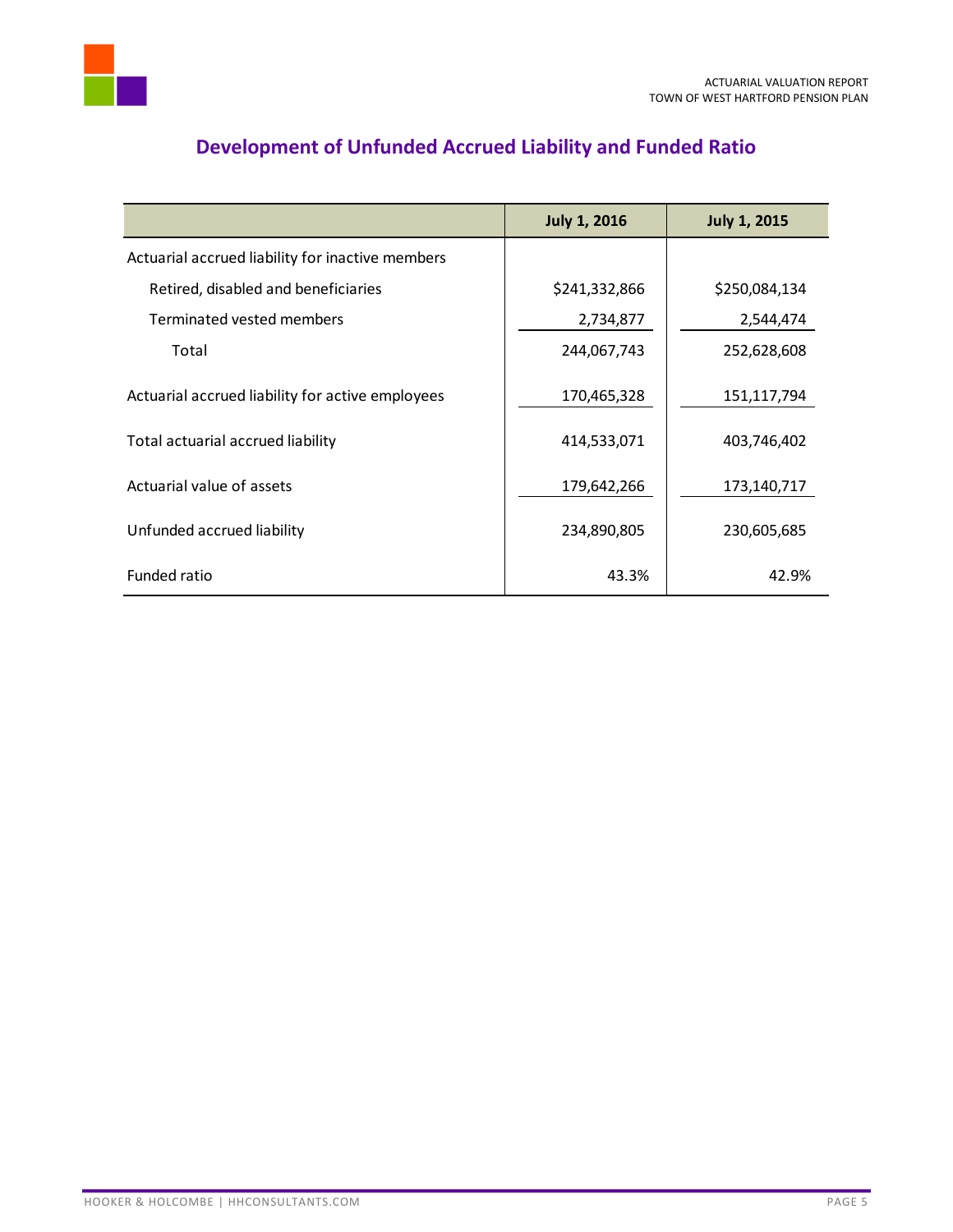## Development of Unfunded Accrued Liability and Funded Ratio

| | July 1, 2016 | July 1, 2015 |
|---|---|---|
| Actuarial accrued liability for inactive members | | |
| Retired, disabled and beneficiaries | $241,332,866 | $250,084,134 |
| Terminated vested members | 2,734,877 | 2,544,474 |
| Total | 244,067,743 | 252,628,608 |
| Actuarial accrued liability for active employees | 170,465,328 | 151,117,794 |
| Total actuarial accrued liability | 414,533,071 | 403,746,402 |
| Actuarial value of assets | 179,642,266 | 173,140,717 |
| Unfunded accrued liability | 234,890,805 | 230,605,685 |
| Funded ratio | 43.3% | 42.9% |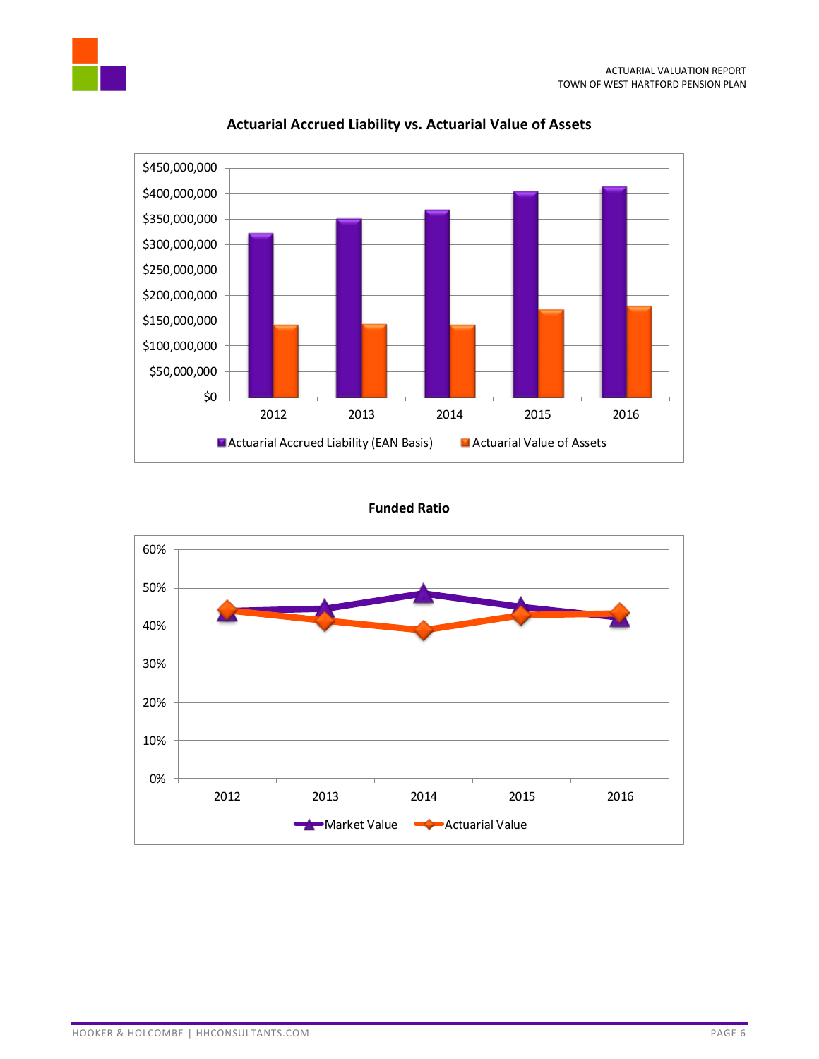**Actuarial Accrued Liability vs. Actuarial Value of Assets**

$450,000,000
$400,000,000
$350,000,000
$300,000,000
$250,000,000
$200,000,000
$150,000,000
$100,000,000
$50,000,000
$0

2012 2013 2014 2015 2016

Actuarial Accrued Liability (EAN Basis) | Actuarial Value of Assets

**Funded Ratio**

60%
50%
40%
30%
20%
10%
0%

2012 2013 2014 2015 2016

Market Value | Actuarial Value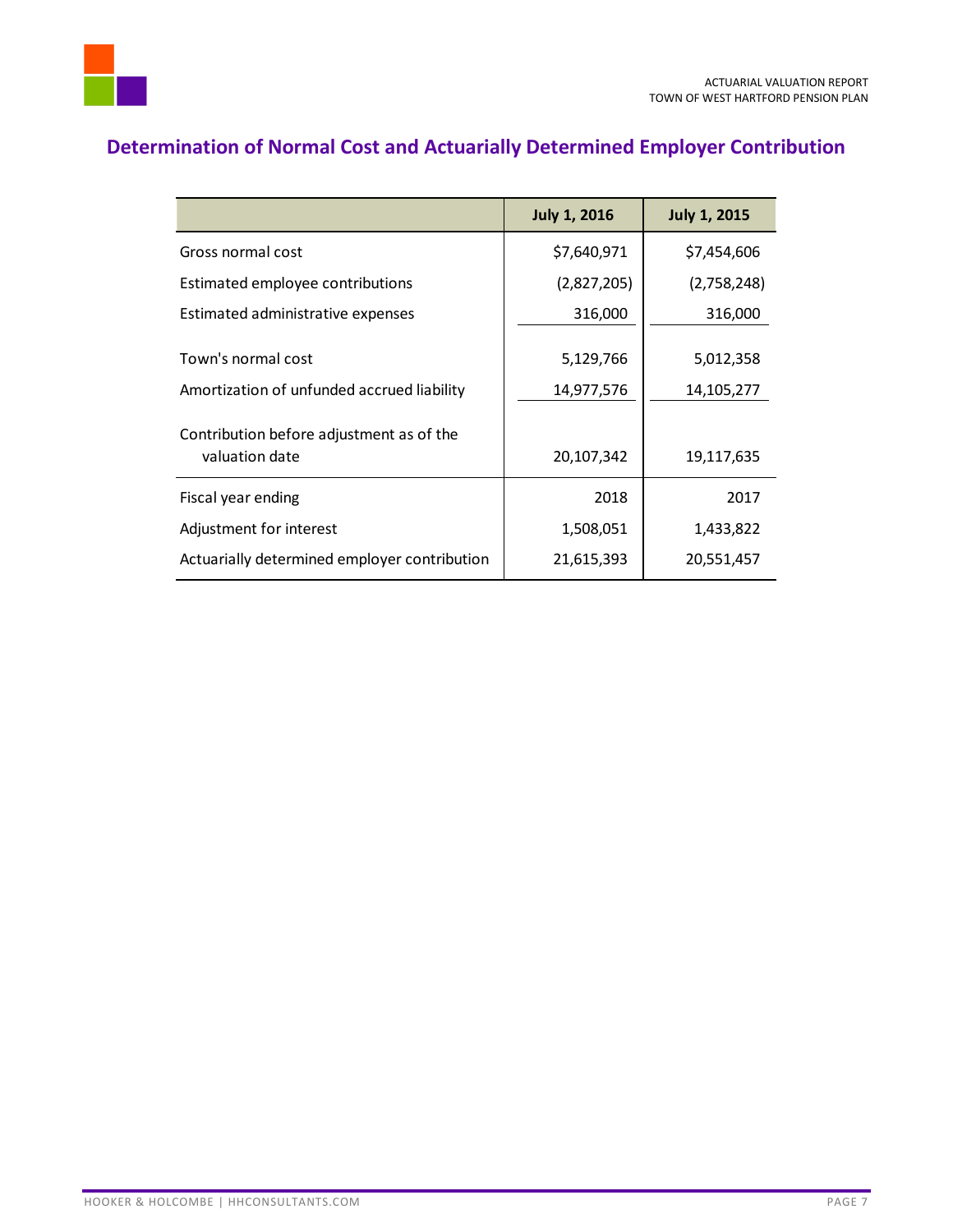## Determination of Normal Cost and Actuarially Determined Employer Contribution

| | July 1, 2016 | July 1, 2015 |
|---|---|---|
| Gross normal cost | $7,640,971 | $7,454,606 |
| Estimated employee contributions | (2,827,205) | (2,758,248) |
| Estimated administrative expenses | 316,000 | 316,000 |
| Town's normal cost | 5,129,766 | 5,012,358 |
| Amortization of unfunded accrued liability | 14,977,576 | 14,105,277 |
| Contribution before adjustment as of the valuation date | 20,107,342 | 19,117,635 |
| Fiscal year ending | 2018 | 2017 |
| Adjustment for interest | 1,508,051 | 1,433,822 |
| Actuarially determined employer contribution | 21,615,393 | 20,551,457 |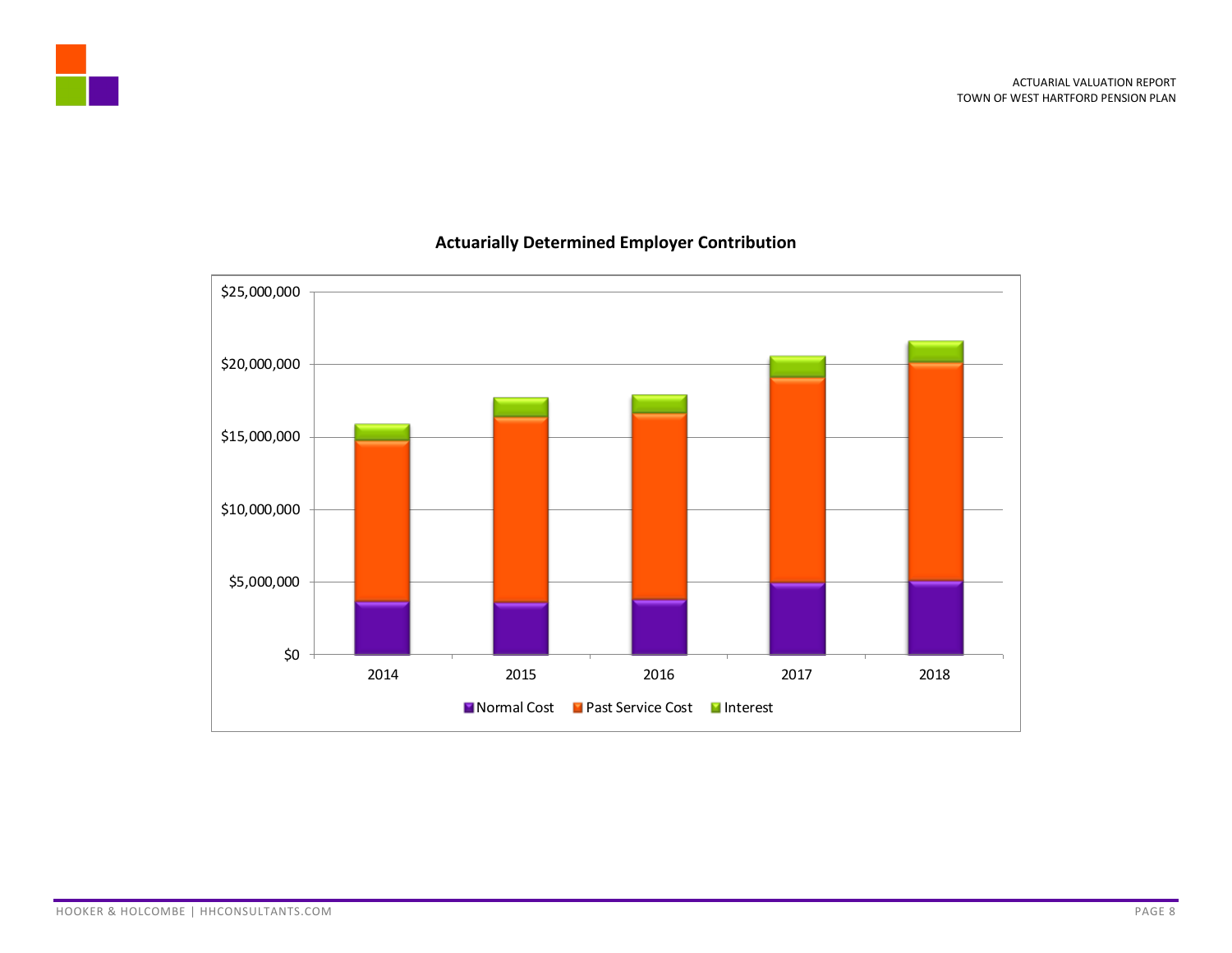**Actuarially Determined Employer Contribution**

$25,000,000
$20,000,000
$15,000,000
$10,000,000
$5,000,000
$0

2014 2015 2016 2017 2018

Normal Cost | Past Service Cost | Interest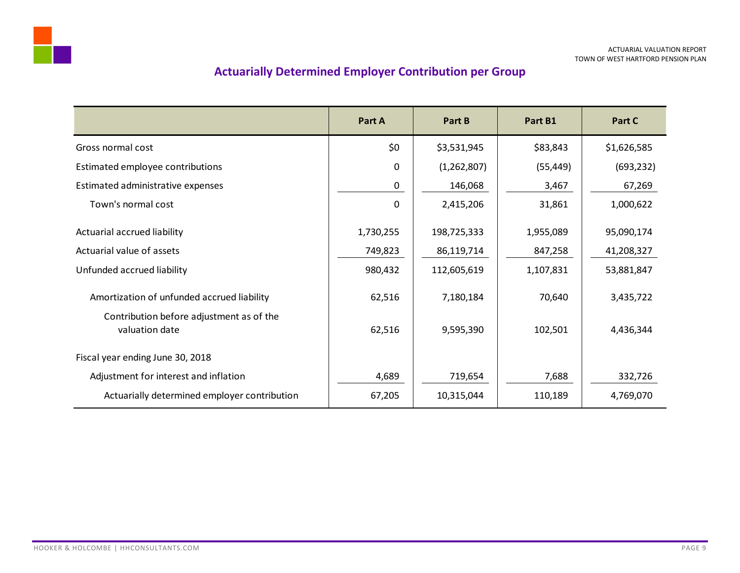## Actuarially Determined Employer Contribution per Group

| | Part A | Part B | Part B1 | Part C |
|---|---|---|---|---|
| Gross normal cost | $0 | $3,531,945 | $83,843 | $1,626,585 |
| Estimated employee contributions | 0 | (1,262,807) | (55,449) | (693,232) |
| Estimated administrative expenses | 0 | 146,068 | 3,467 | 67,269 |
| Town's normal cost | 0 | 2,415,206 | 31,861 | 1,000,622 |
| Actuarial accrued liability | 1,730,255 | 198,725,333 | 1,955,089 | 95,090,174 |
| Actuarial value of assets | 749,823 | 86,119,714 | 847,258 | 41,208,327 |
| Unfunded accrued liability | 980,432 | 112,605,619 | 1,107,831 | 53,881,847 |
| Amortization of unfunded accrued liability | 62,516 | 7,180,184 | 70,640 | 3,435,722 |
| Contribution before adjustment as of the valuation date | 62,516 | 9,595,390 | 102,501 | 4,436,344 |
| Fiscal year ending June 30, 2018 | | | | |
| Adjustment for interest and inflation | 4,689 | 719,654 | 7,688 | 332,726 |
| Actuarially determined employer contribution | 67,205 | 10,315,044 | 110,189 | 4,769,070 |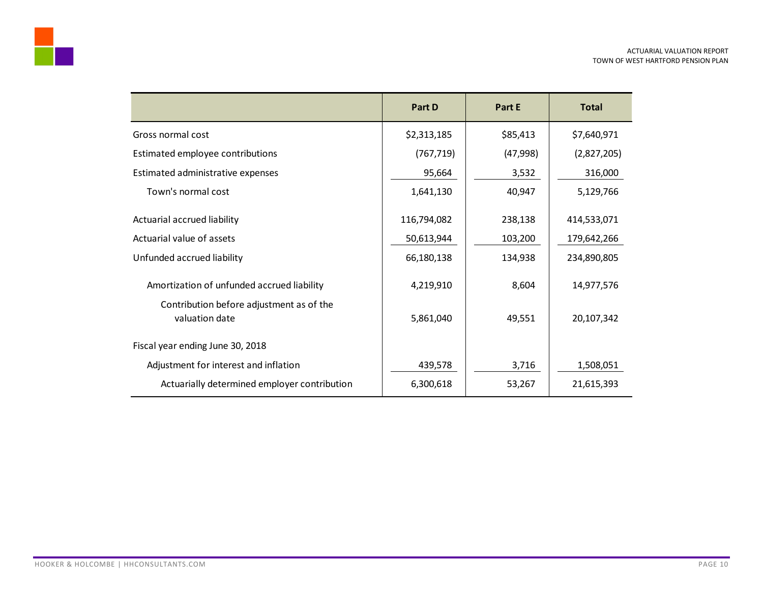| | Part D | Part E | Total |
|---|---|---|---|
| Gross normal cost | $2,313,185 | $85,413 | $7,640,971 |
| Estimated employee contributions | (767,719) | (47,998) | (2,827,205) |
| Estimated administrative expenses | 95,664 | 3,532 | 316,000 |
| Town's normal cost | 1,641,130 | 40,947 | 5,129,766 |
| Actuarial accrued liability | 116,794,082 | 238,138 | 414,533,071 |
| Actuarial value of assets | 50,613,944 | 103,200 | 179,642,266 |
| Unfunded accrued liability | 66,180,138 | 134,938 | 234,890,805 |
| Amortization of unfunded accrued liability | 4,219,910 | 8,604 | 14,977,576 |
| Contribution before adjustment as of the valuation date | 5,861,040 | 49,551 | 20,107,342 |
| Fiscal year ending June 30, 2018 | | | |
| Adjustment for interest and inflation | 439,578 | 3,716 | 1,508,051 |
| Actuarially determined employer contribution | 6,300,618 | 53,267 | 21,615,393 |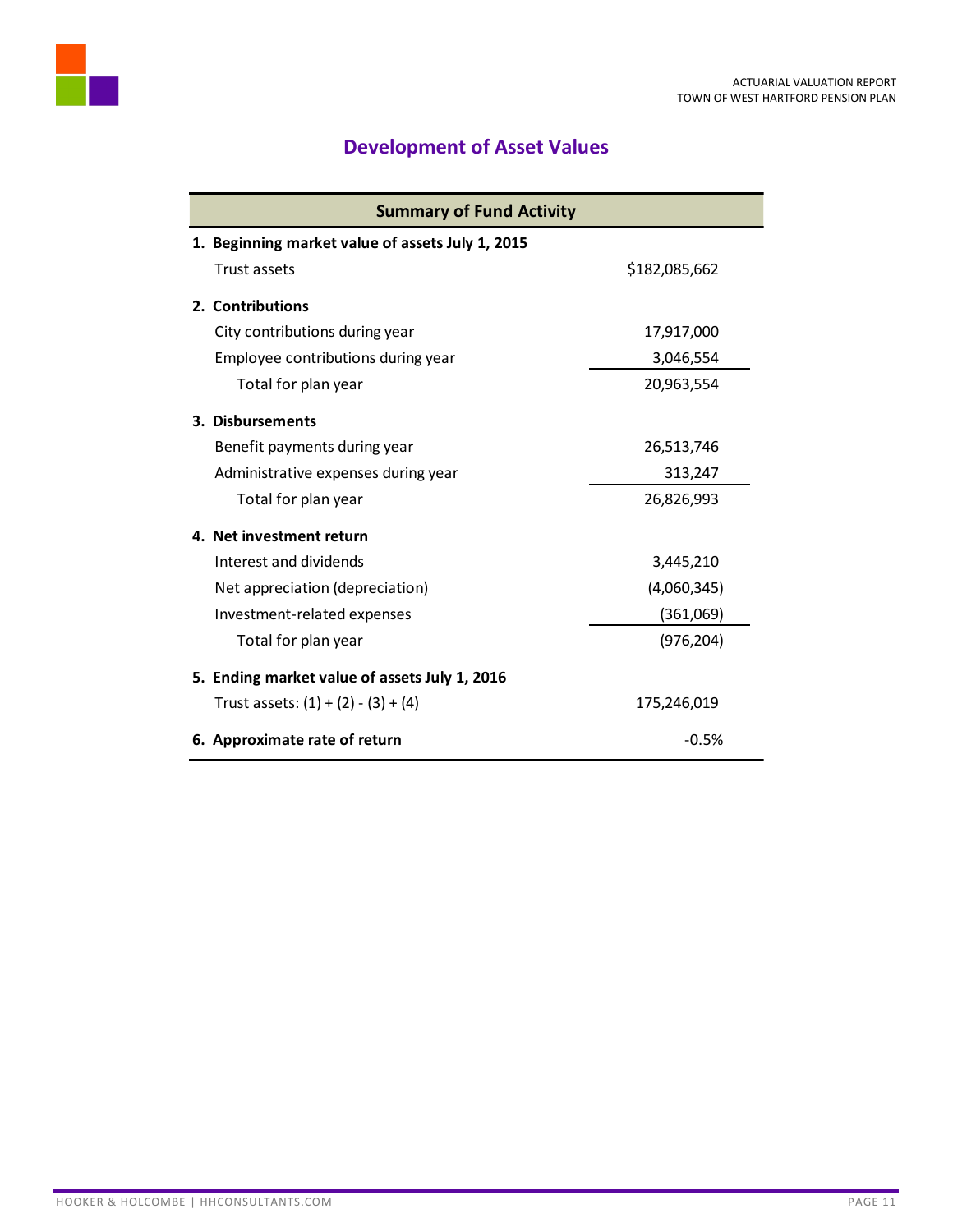## Development of Asset Values

| Summary of Fund Activity | |
|---|---|
| **1. Beginning market value of assets July 1, 2015** | |
| Trust assets | $182,085,662 |
| **2. Contributions** | |
| City contributions during year | 17,917,000 |
| Employee contributions during year | 3,046,554 |
| Total for plan year | 20,963,554 |
| **3. Disbursements** | |
| Benefit payments during year | 26,513,746 |
| Administrative expenses during year | 313,247 |
| Total for plan year | 26,826,993 |
| **4. Net investment return** | |
| Interest and dividends | 3,445,210 |
| Net appreciation (depreciation) | (4,060,345) |
| Investment-related expenses | (361,069) |
| Total for plan year | (976,204) |
| **5. Ending market value of assets July 1, 2016** | |
| Trust assets: (1) + (2) - (3) + (4) | 175,246,019 |
| **6. Approximate rate of return** | -0.5% |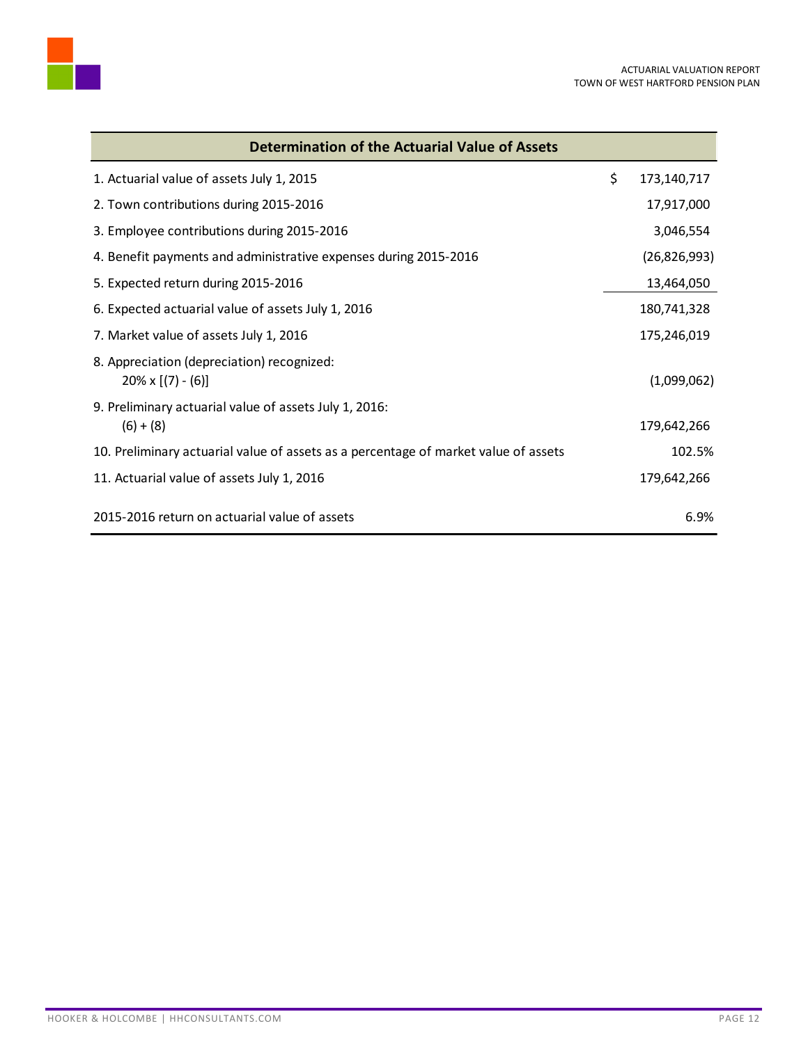| Determination of the Actuarial Value of Assets | |
|---|---|
| 1. Actuarial value of assets July 1, 2015 | $ 173,140,717 |
| 2. Town contributions during 2015-2016 | 17,917,000 |
| 3. Employee contributions during 2015-2016 | 3,046,554 |
| 4. Benefit payments and administrative expenses during 2015-2016 | (26,826,993) |
| 5. Expected return during 2015-2016 | 13,464,050 |
| 6. Expected actuarial value of assets July 1, 2016 | 180,741,328 |
| 7. Market value of assets July 1, 2016 | 175,246,019 |
| 8. Appreciation (depreciation) recognized: 20% x [(7) - (6)] | (1,099,062) |
| 9. Preliminary actuarial value of assets July 1, 2016: (6) + (8) | 179,642,266 |
| 10. Preliminary actuarial value of assets as a percentage of market value of assets | 102.5% |
| 11. Actuarial value of assets July 1, 2016 | 179,642,266 |
| 2015-2016 return on actuarial value of assets | 6.9% |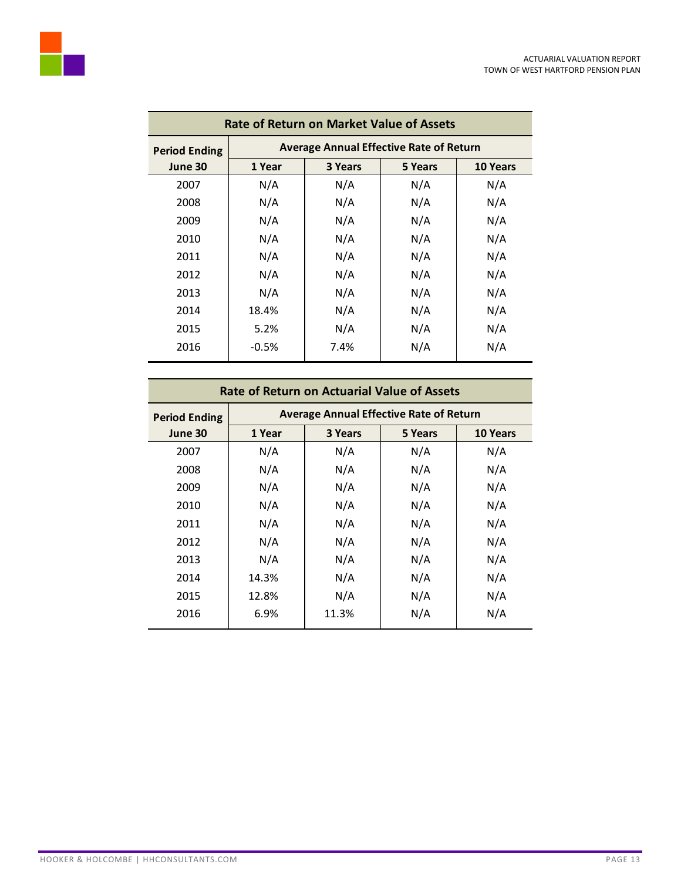| Rate of Return on Market Value of Assets | | | | |
|---|---|---|---|---|
| Period Ending | Average Annual Effective Rate of Return | | | |
| June 30 | 1 Year | 3 Years | 5 Years | 10 Years |
| 2007 | N/A | N/A | N/A | N/A |
| 2008 | N/A | N/A | N/A | N/A |
| 2009 | N/A | N/A | N/A | N/A |
| 2010 | N/A | N/A | N/A | N/A |
| 2011 | N/A | N/A | N/A | N/A |
| 2012 | N/A | N/A | N/A | N/A |
| 2013 | N/A | N/A | N/A | N/A |
| 2014 | 18.4% | N/A | N/A | N/A |
| 2015 | 5.2% | N/A | N/A | N/A |
| 2016 | -0.5% | 7.4% | N/A | N/A |

| Rate of Return on Actuarial Value of Assets | | | | |
|---|---|---|---|---|
| Period Ending | Average Annual Effective Rate of Return | | | |
| June 30 | 1 Year | 3 Years | 5 Years | 10 Years |
| 2007 | N/A | N/A | N/A | N/A |
| 2008 | N/A | N/A | N/A | N/A |
| 2009 | N/A | N/A | N/A | N/A |
| 2010 | N/A | N/A | N/A | N/A |
| 2011 | N/A | N/A | N/A | N/A |
| 2012 | N/A | N/A | N/A | N/A |
| 2013 | N/A | N/A | N/A | N/A |
| 2014 | 14.3% | N/A | N/A | N/A |
| 2015 | 12.8% | N/A | N/A | N/A |
| 2016 | 6.9% | 11.3% | N/A | N/A |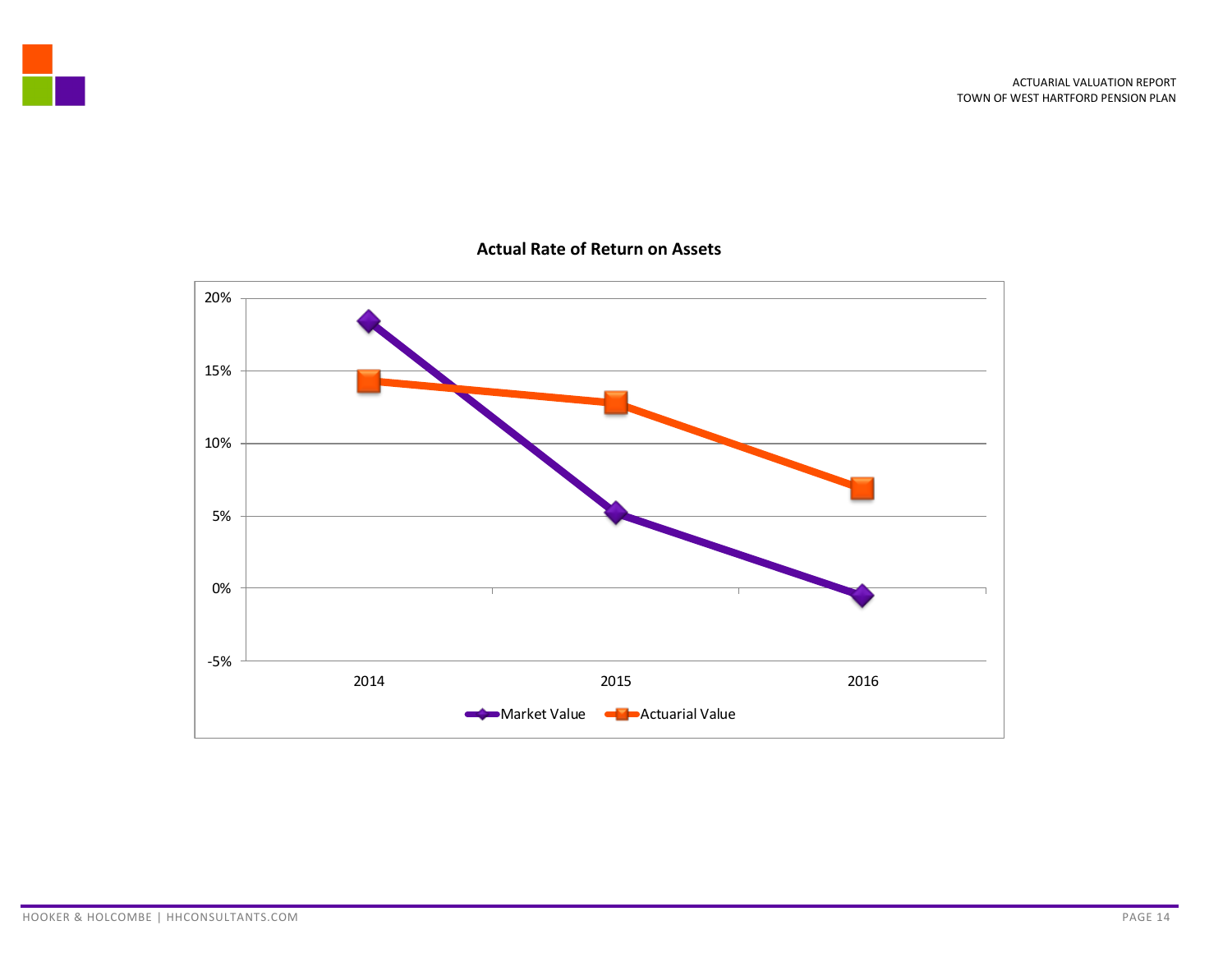**Actual Rate of Return on Assets**

20%

15%

10%

5%

0%

-5%

2014 2015 2016

Market Value Actuarial Value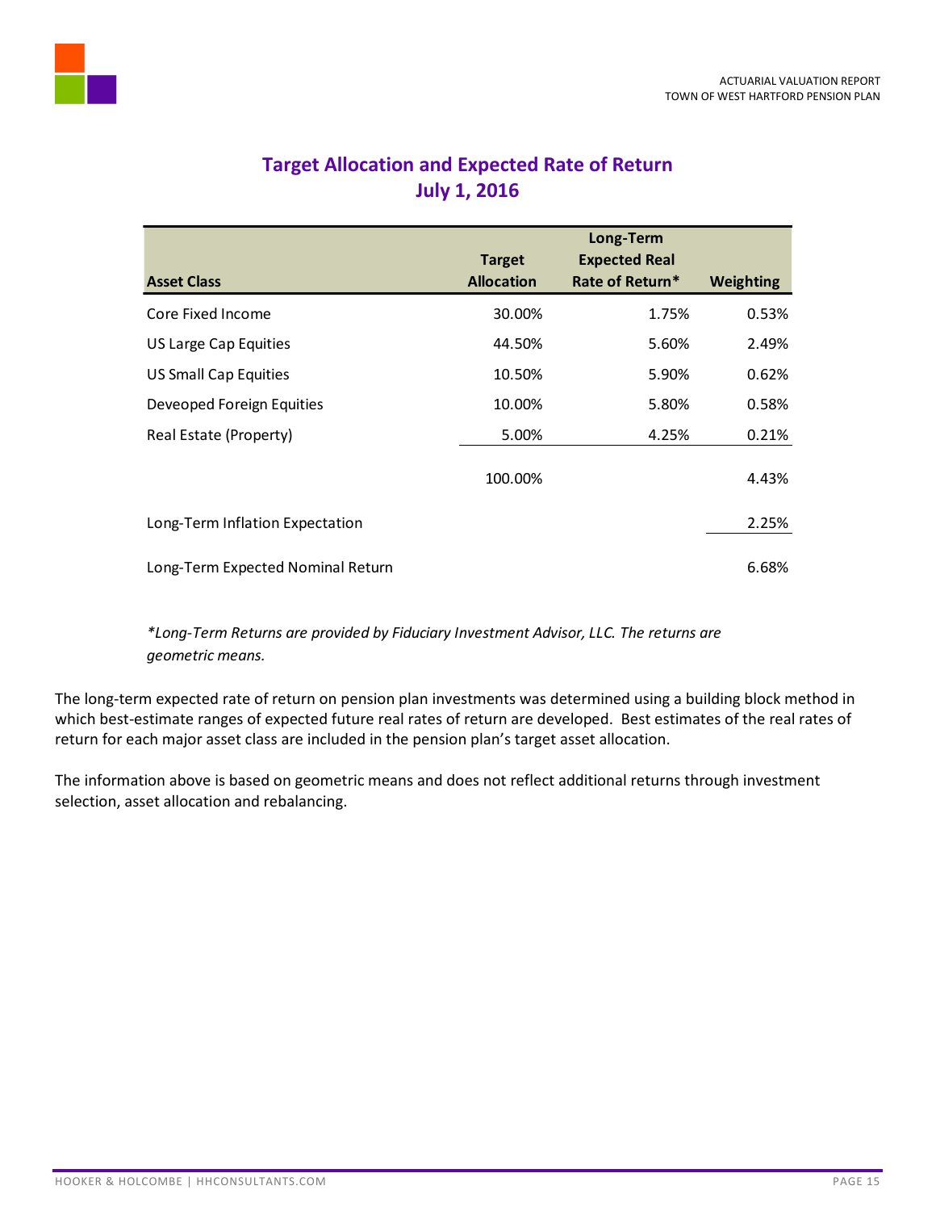## Target Allocation and Expected Rate of Return
## July 1, 2016

| Asset Class | Target Allocation | Long-Term Expected Real Rate of Return* | Weighting |
|---|---|---|---|
| Core Fixed Income | 30.00% | 1.75% | 0.53% |
| US Large Cap Equities | 44.50% | 5.60% | 2.49% |
| US Small Cap Equities | 10.50% | 5.90% | 0.62% |
| Deveoped Foreign Equities | 10.00% | 5.80% | 0.58% |
| Real Estate (Property) | 5.00% | 4.25% | 0.21% |
| | 100.00% | | 4.43% |
| Long-Term Inflation Expectation | | | 2.25% |
| Long-Term Expected Nominal Return | | | 6.68% |

*\*Long-Term Returns are provided by Fiduciary Investment Advisor, LLC. The returns are geometric means.*

The long-term expected rate of return on pension plan investments was determined using a building block method in which best-estimate ranges of expected future real rates of return are developed. Best estimates of the real rates of return for each major asset class are included in the pension plan's target asset allocation.

The information above is based on geometric means and does not reflect additional returns through investment selection, asset allocation and rebalancing.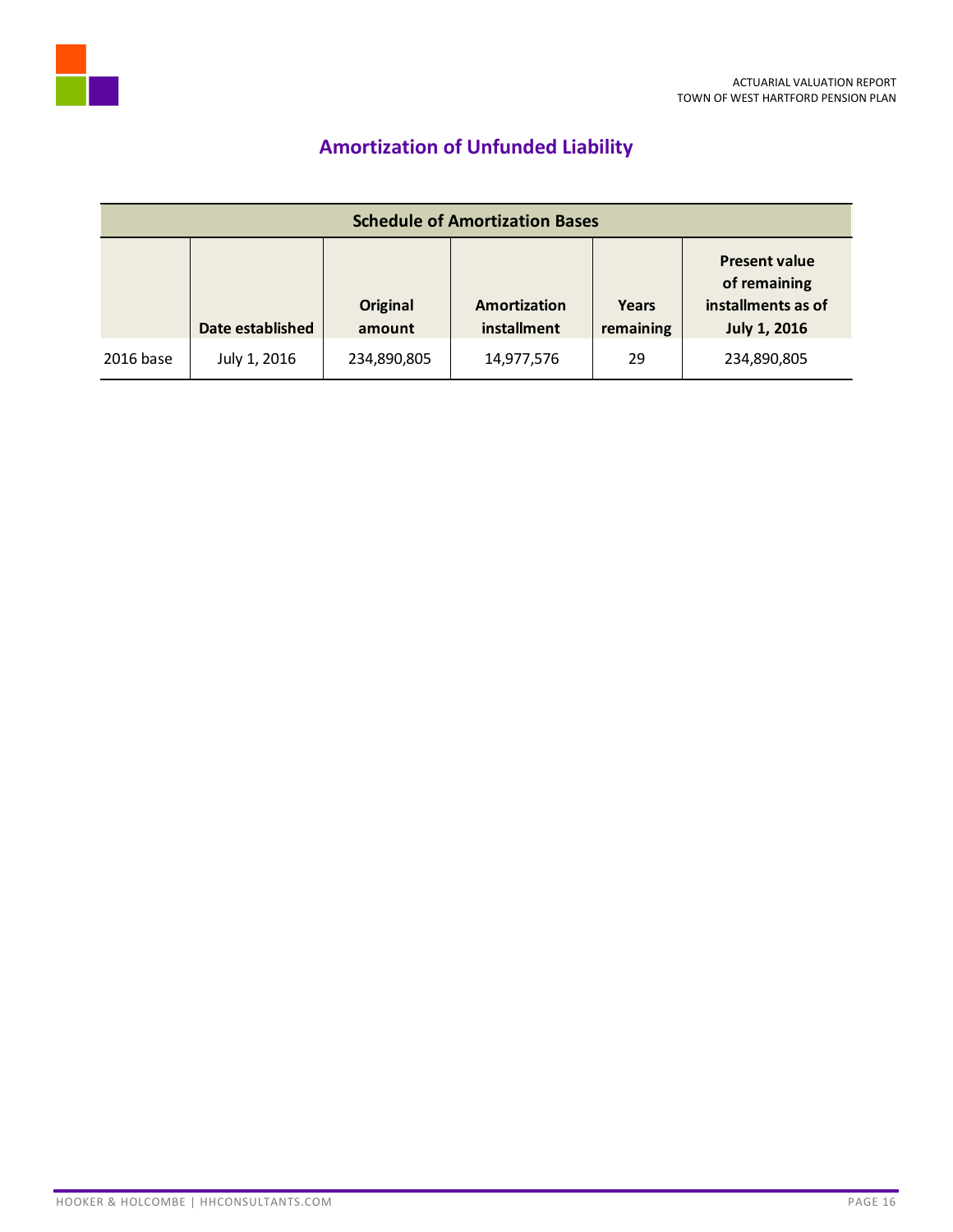## Amortization of Unfunded Liability

| Schedule of Amortization Bases | | | | | |
|---|---|---|---|---|---|
| | Date established | Original amount | Amortization installment | Years remaining | Present value of remaining installments as of July 1, 2016 |
| 2016 base | July 1, 2016 | 234,890,805 | 14,977,576 | 29 | 234,890,805 |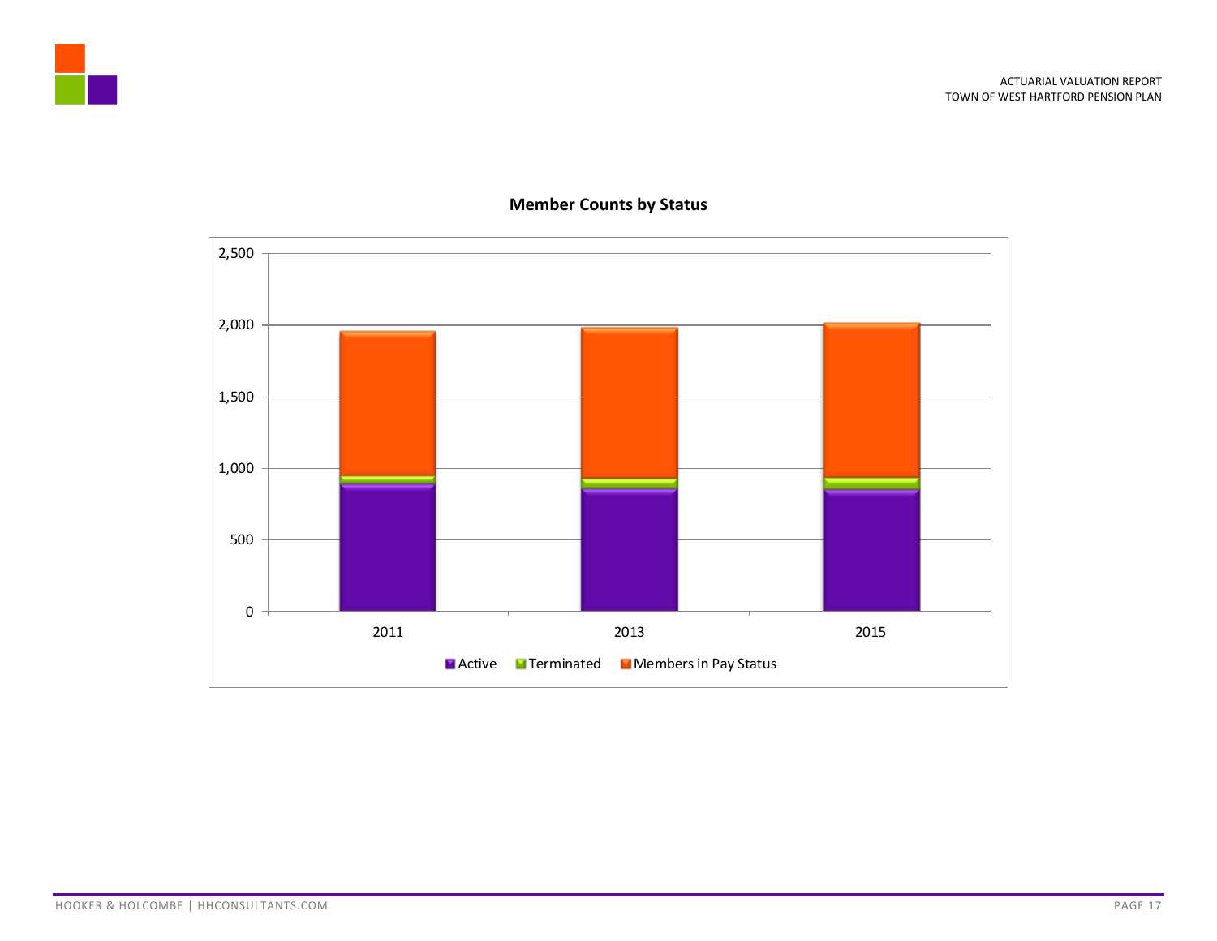**Member Counts by Status**

2,500
2,000
1,500
1,000
500
0

2011 2013 2015

Active Terminated Members in Pay Status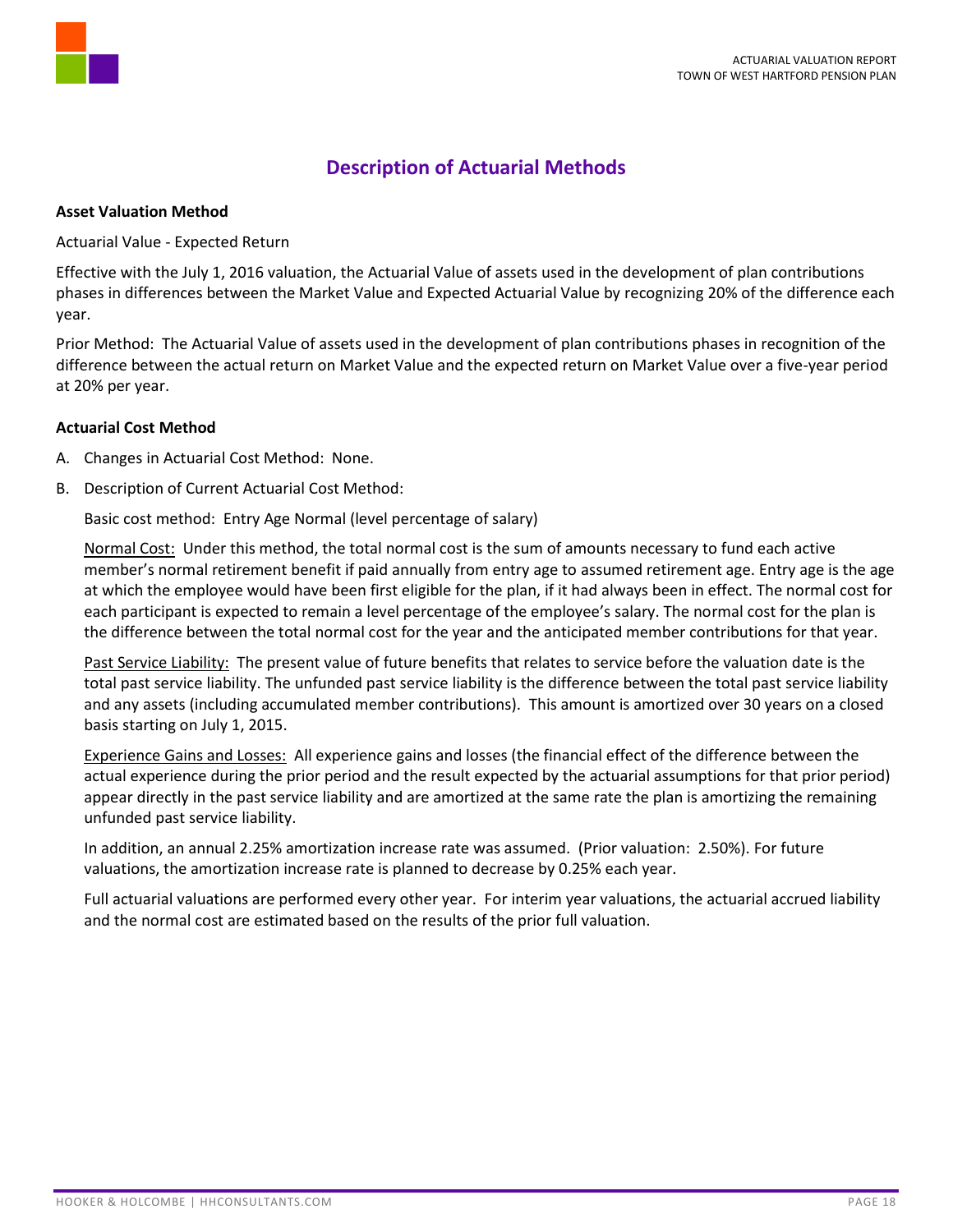# Description of Actuarial Methods

**Asset Valuation Method**

Actuarial Value - Expected Return

Effective with the July 1, 2016 valuation, the Actuarial Value of assets used in the development of plan contributions phases in differences between the Market Value and Expected Actuarial Value by recognizing 20% of the difference each year.

Prior Method: The Actuarial Value of assets used in the development of plan contributions phases in recognition of the difference between the actual return on Market Value and the expected return on Market Value over a five-year period at 20% per year.

**Actuarial Cost Method**

A. Changes in Actuarial Cost Method: None.

B. Description of Current Actuarial Cost Method:

   Basic cost method: Entry Age Normal (level percentage of salary)

   Normal Cost: Under this method, the total normal cost is the sum of amounts necessary to fund each active member's normal retirement benefit if paid annually from entry age to assumed retirement age. Entry age is the age at which the employee would have been first eligible for the plan, if it had always been in effect. The normal cost for each participant is expected to remain a level percentage of the employee's salary. The normal cost for the plan is the difference between the total normal cost for the year and the anticipated member contributions for that year.

   Past Service Liability: The present value of future benefits that relates to service before the valuation date is the total past service liability. The unfunded past service liability is the difference between the total past service liability and any assets (including accumulated member contributions). This amount is amortized over 30 years on a closed basis starting on July 1, 2015.

   Experience Gains and Losses: All experience gains and losses (the financial effect of the difference between the actual experience during the prior period and the result expected by the actuarial assumptions for that prior period) appear directly in the past service liability and are amortized at the same rate the plan is amortizing the remaining unfunded past service liability.

   In addition, an annual 2.25% amortization increase rate was assumed. (Prior valuation: 2.50%). For future valuations, the amortization increase rate is planned to decrease by 0.25% each year.

   Full actuarial valuations are performed every other year. For interim year valuations, the actuarial accrued liability and the normal cost are estimated based on the results of the prior full valuation.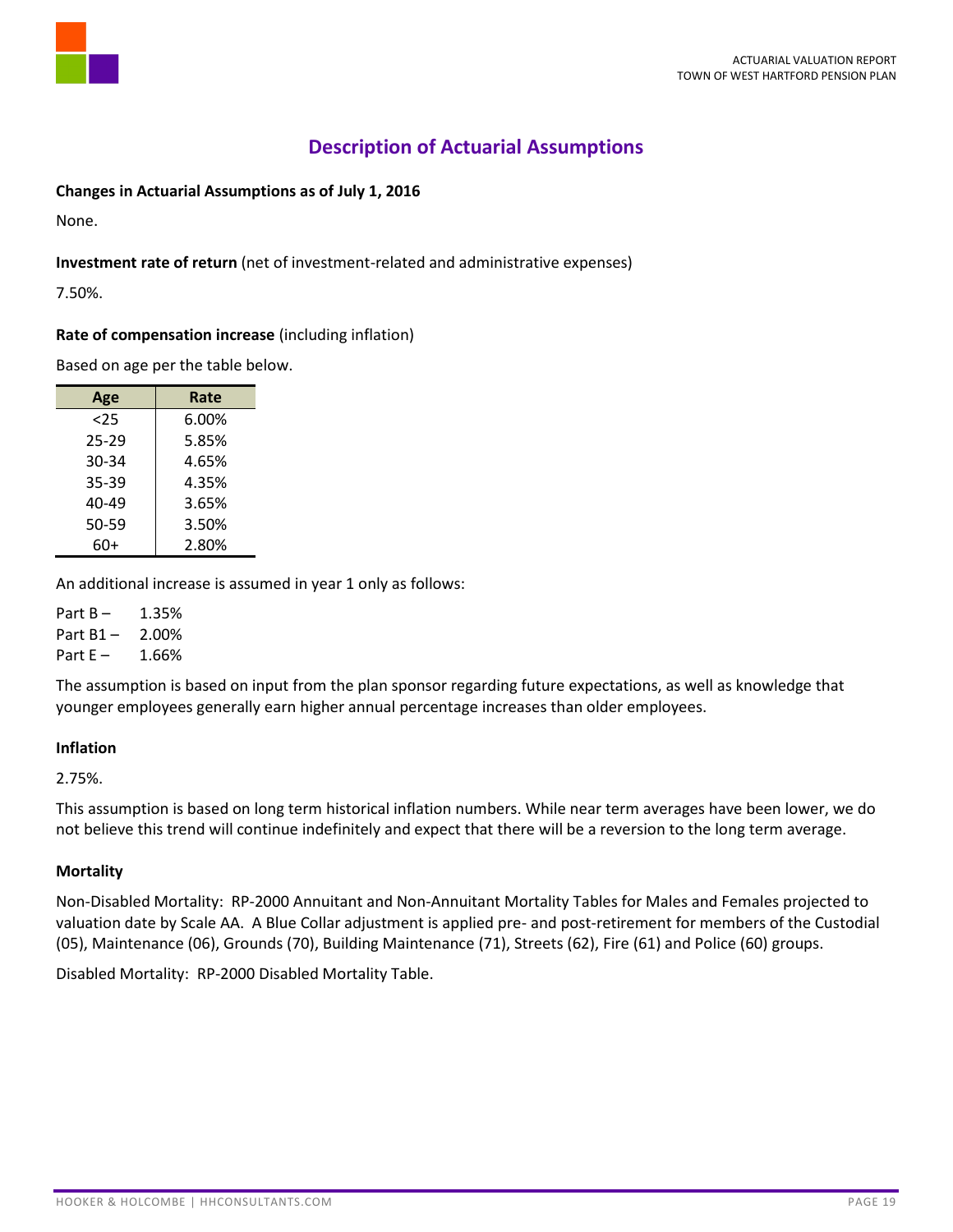# Description of Actuarial Assumptions

**Changes in Actuarial Assumptions as of July 1, 2016**

None.

**Investment rate of return** (net of investment-related and administrative expenses)

7.50%.

**Rate of compensation increase** (including inflation)

Based on age per the table below.

| Age | Rate |
|---|---|
| <25 | 6.00% |
| 25-29 | 5.85% |
| 30-34 | 4.65% |
| 35-39 | 4.35% |
| 40-49 | 3.65% |
| 50-59 | 3.50% |
| 60+ | 2.80% |

An additional increase is assumed in year 1 only as follows:

Part B – 1.35%
Part B1 – 2.00%
Part E – 1.66%

The assumption is based on input from the plan sponsor regarding future expectations, as well as knowledge that younger employees generally earn higher annual percentage increases than older employees.

**Inflation**

2.75%.

This assumption is based on long term historical inflation numbers. While near term averages have been lower, we do not believe this trend will continue indefinitely and expect that there will be a reversion to the long term average.

**Mortality**

Non-Disabled Mortality: RP-2000 Annuitant and Non-Annuitant Mortality Tables for Males and Females projected to valuation date by Scale AA. A Blue Collar adjustment is applied pre- and post-retirement for members of the Custodial (05), Maintenance (06), Grounds (70), Building Maintenance (71), Streets (62), Fire (61) and Police (60) groups.

Disabled Mortality: RP-2000 Disabled Mortality Table.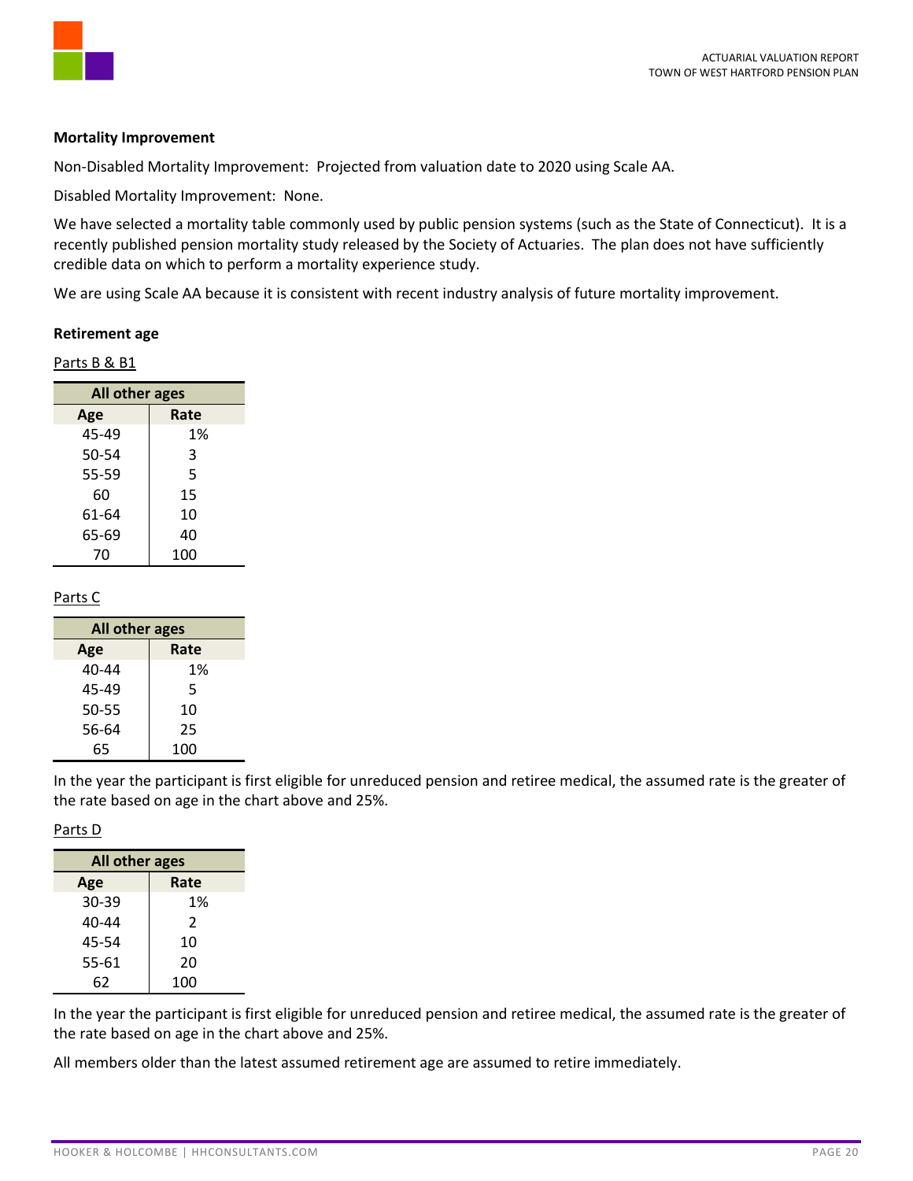**Mortality Improvement**

Non-Disabled Mortality Improvement: Projected from valuation date to 2020 using Scale AA.

Disabled Mortality Improvement: None.

We have selected a mortality table commonly used by public pension systems (such as the State of Connecticut). It is a recently published pension mortality study released by the Society of Actuaries. The plan does not have sufficiently credible data on which to perform a mortality experience study.

We are using Scale AA because it is consistent with recent industry analysis of future mortality improvement.

**Retirement age**

Parts B & B1

| All other ages | |
|---|---|
| **Age** | **Rate** |
| 45-49 | 1% |
| 50-54 | 3 |
| 55-59 | 5 |
| 60 | 15 |
| 61-64 | 10 |
| 65-69 | 40 |
| 70 | 100 |

Parts C

| All other ages | |
|---|---|
| **Age** | **Rate** |
| 40-44 | 1% |
| 45-49 | 5 |
| 50-55 | 10 |
| 56-64 | 25 |
| 65 | 100 |

In the year the participant is first eligible for unreduced pension and retiree medical, the assumed rate is the greater of the rate based on age in the chart above and 25%.

Parts D

| All other ages | |
|---|---|
| **Age** | **Rate** |
| 30-39 | 1% |
| 40-44 | 2 |
| 45-54 | 10 |
| 55-61 | 20 |
| 62 | 100 |

In the year the participant is first eligible for unreduced pension and retiree medical, the assumed rate is the greater of the rate based on age in the chart above and 25%.

All members older than the latest assumed retirement age are assumed to retire immediately.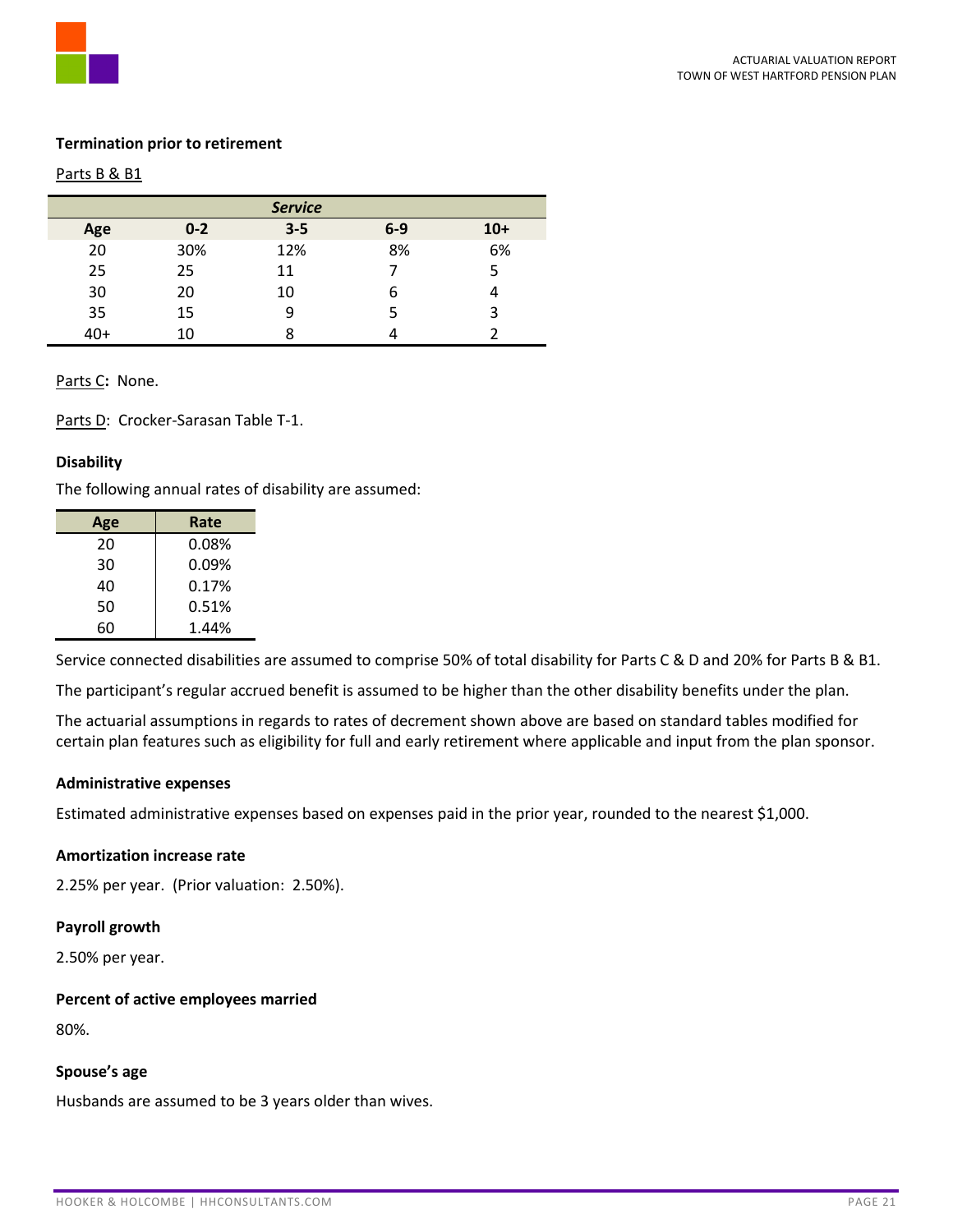**Termination prior to retirement**

Parts B & B1

| | Service | | | |
|---|---|---|---|---|
| **Age** | **0-2** | **3-5** | **6-9** | **10+** |
| 20 | 30% | 12% | 8% | 6% |
| 25 | 25 | 11 | 7 | 5 |
| 30 | 20 | 10 | 6 | 4 |
| 35 | 15 | 9 | 5 | 3 |
| 40+ | 10 | 8 | 4 | 2 |

Parts C**:** None.

Parts D: Crocker-Sarasan Table T-1.

**Disability**

The following annual rates of disability are assumed:

| Age | Rate |
|---|---|
| 20 | 0.08% |
| 30 | 0.09% |
| 40 | 0.17% |
| 50 | 0.51% |
| 60 | 1.44% |

Service connected disabilities are assumed to comprise 50% of total disability for Parts C & D and 20% for Parts B & B1.

The participant's regular accrued benefit is assumed to be higher than the other disability benefits under the plan.

The actuarial assumptions in regards to rates of decrement shown above are based on standard tables modified for certain plan features such as eligibility for full and early retirement where applicable and input from the plan sponsor.

**Administrative expenses**

Estimated administrative expenses based on expenses paid in the prior year, rounded to the nearest $1,000.

**Amortization increase rate**

2.25% per year. (Prior valuation: 2.50%).

**Payroll growth**

2.50% per year.

**Percent of active employees married**

80%.

**Spouse's age**

Husbands are assumed to be 3 years older than wives.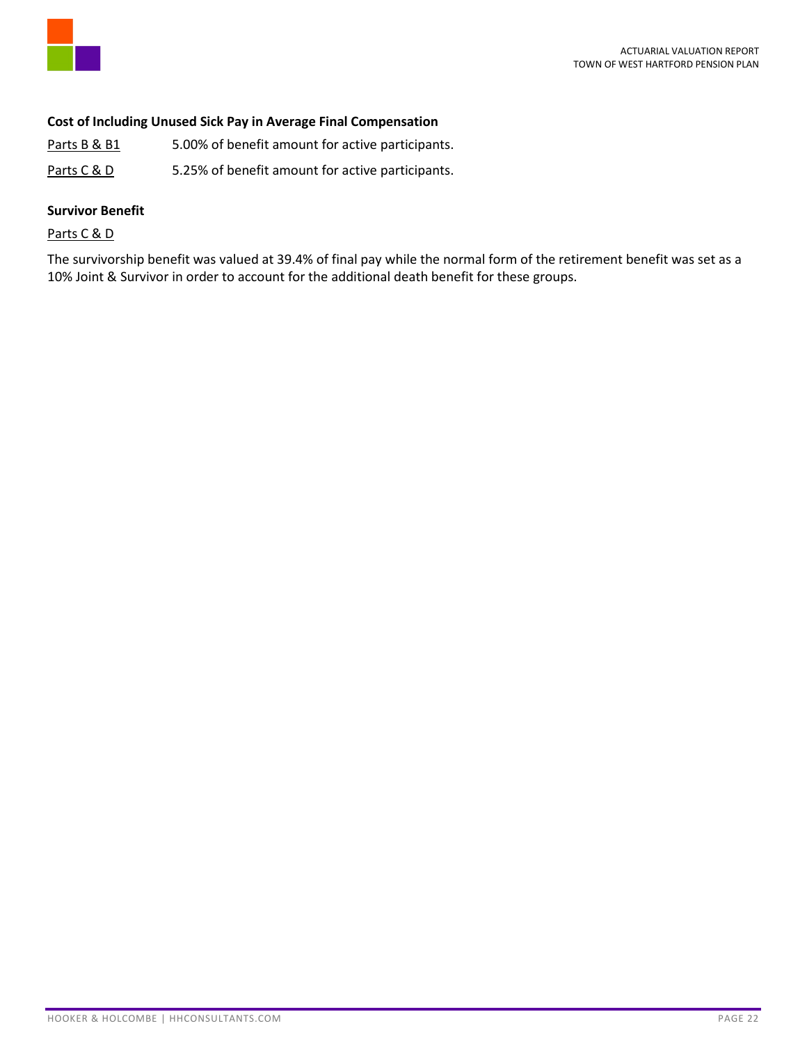**Cost of Including Unused Sick Pay in Average Final Compensation**

Parts B & B1 — 5.00% of benefit amount for active participants.

Parts C & D — 5.25% of benefit amount for active participants.

**Survivor Benefit**

Parts C & D

The survivorship benefit was valued at 39.4% of final pay while the normal form of the retirement benefit was set as a 10% Joint & Survivor in order to account for the additional death benefit for these groups.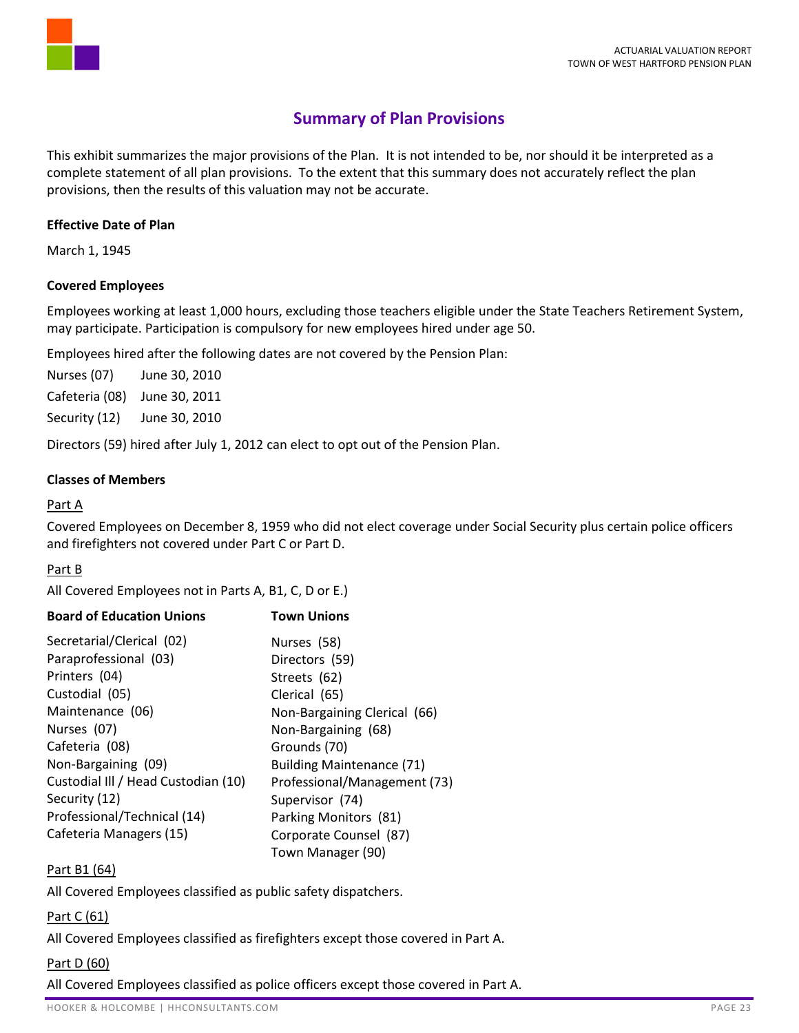## Summary of Plan Provisions

This exhibit summarizes the major provisions of the Plan. It is not intended to be, nor should it be interpreted as a complete statement of all plan provisions. To the extent that this summary does not accurately reflect the plan provisions, then the results of this valuation may not be accurate.

**Effective Date of Plan**

March 1, 1945

**Covered Employees**

Employees working at least 1,000 hours, excluding those teachers eligible under the State Teachers Retirement System, may participate. Participation is compulsory for new employees hired under age 50.

Employees hired after the following dates are not covered by the Pension Plan:

| | |
|---|---|
| Nurses (07) | June 30, 2010 |
| Cafeteria (08) | June 30, 2011 |
| Security (12) | June 30, 2010 |

Directors (59) hired after July 1, 2012 can elect to opt out of the Pension Plan.

**Classes of Members**

Part A

Covered Employees on December 8, 1959 who did not elect coverage under Social Security plus certain police officers and firefighters not covered under Part C or Part D.

Part B

All Covered Employees not in Parts A, B1, C, D or E.)

| **Board of Education Unions** | **Town Unions** |
|---|---|
| Secretarial/Clerical (02) | Nurses (58) |
| Paraprofessional (03) | Directors (59) |
| Printers (04) | Streets (62) |
| Custodial (05) | Clerical (65) |
| Maintenance (06) | Non-Bargaining Clerical (66) |
| Nurses (07) | Non-Bargaining (68) |
| Cafeteria (08) | Grounds (70) |
| Non-Bargaining (09) | Building Maintenance (71) |
| Custodial III / Head Custodian (10) | Professional/Management (73) |
| Security (12) | Supervisor (74) |
| Professional/Technical (14) | Parking Monitors (81) |
| Cafeteria Managers (15) | Corporate Counsel (87) |
| | Town Manager (90) |

Part B1 (64)

All Covered Employees classified as public safety dispatchers.

Part C (61)

All Covered Employees classified as firefighters except those covered in Part A.

Part D (60)

All Covered Employees classified as police officers except those covered in Part A.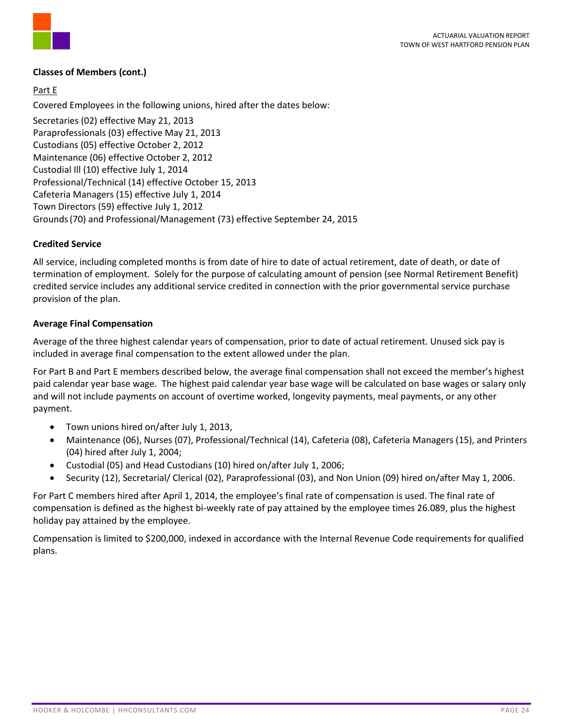**Classes of Members (cont.)**

Part E

Covered Employees in the following unions, hired after the dates below:

Secretaries (02) effective May 21, 2013
Paraprofessionals (03) effective May 21, 2013
Custodians (05) effective October 2, 2012
Maintenance (06) effective October 2, 2012
Custodial III (10) effective July 1, 2014
Professional/Technical (14) effective October 15, 2013
Cafeteria Managers (15) effective July 1, 2014
Town Directors (59) effective July 1, 2012
Grounds (70) and Professional/Management (73) effective September 24, 2015

**Credited Service**

All service, including completed months is from date of hire to date of actual retirement, date of death, or date of termination of employment. Solely for the purpose of calculating amount of pension (see Normal Retirement Benefit) credited service includes any additional service credited in connection with the prior governmental service purchase provision of the plan.

**Average Final Compensation**

Average of the three highest calendar years of compensation, prior to date of actual retirement. Unused sick pay is included in average final compensation to the extent allowed under the plan.

For Part B and Part E members described below, the average final compensation shall not exceed the member's highest paid calendar year base wage. The highest paid calendar year base wage will be calculated on base wages or salary only and will not include payments on account of overtime worked, longevity payments, meal payments, or any other payment.

- Town unions hired on/after July 1, 2013,
- Maintenance (06), Nurses (07), Professional/Technical (14), Cafeteria (08), Cafeteria Managers (15), and Printers (04) hired after July 1, 2004;
- Custodial (05) and Head Custodians (10) hired on/after July 1, 2006;
- Security (12), Secretarial/ Clerical (02), Paraprofessional (03), and Non Union (09) hired on/after May 1, 2006.

For Part C members hired after April 1, 2014, the employee's final rate of compensation is used. The final rate of compensation is defined as the highest bi-weekly rate of pay attained by the employee times 26.089, plus the highest holiday pay attained by the employee.

Compensation is limited to $200,000, indexed in accordance with the Internal Revenue Code requirements for qualified plans.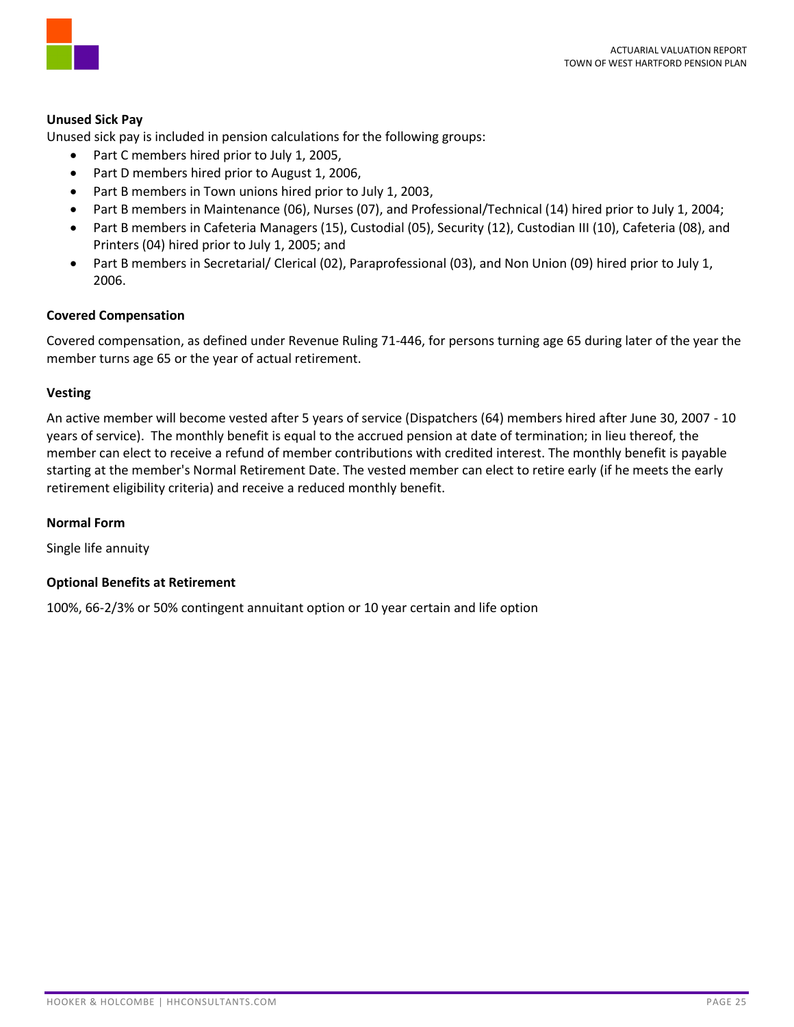**Unused Sick Pay**

Unused sick pay is included in pension calculations for the following groups:

- Part C members hired prior to July 1, 2005,
- Part D members hired prior to August 1, 2006,
- Part B members in Town unions hired prior to July 1, 2003,
- Part B members in Maintenance (06), Nurses (07), and Professional/Technical (14) hired prior to July 1, 2004;
- Part B members in Cafeteria Managers (15), Custodial (05), Security (12), Custodian III (10), Cafeteria (08), and Printers (04) hired prior to July 1, 2005; and
- Part B members in Secretarial/ Clerical (02), Paraprofessional (03), and Non Union (09) hired prior to July 1, 2006.

**Covered Compensation**

Covered compensation, as defined under Revenue Ruling 71-446, for persons turning age 65 during later of the year the member turns age 65 or the year of actual retirement.

**Vesting**

An active member will become vested after 5 years of service (Dispatchers (64) members hired after June 30, 2007 - 10 years of service). The monthly benefit is equal to the accrued pension at date of termination; in lieu thereof, the member can elect to receive a refund of member contributions with credited interest. The monthly benefit is payable starting at the member's Normal Retirement Date. The vested member can elect to retire early (if he meets the early retirement eligibility criteria) and receive a reduced monthly benefit.

**Normal Form**

Single life annuity

**Optional Benefits at Retirement**

100%, 66-2/3% or 50% contingent annuitant option or 10 year certain and life option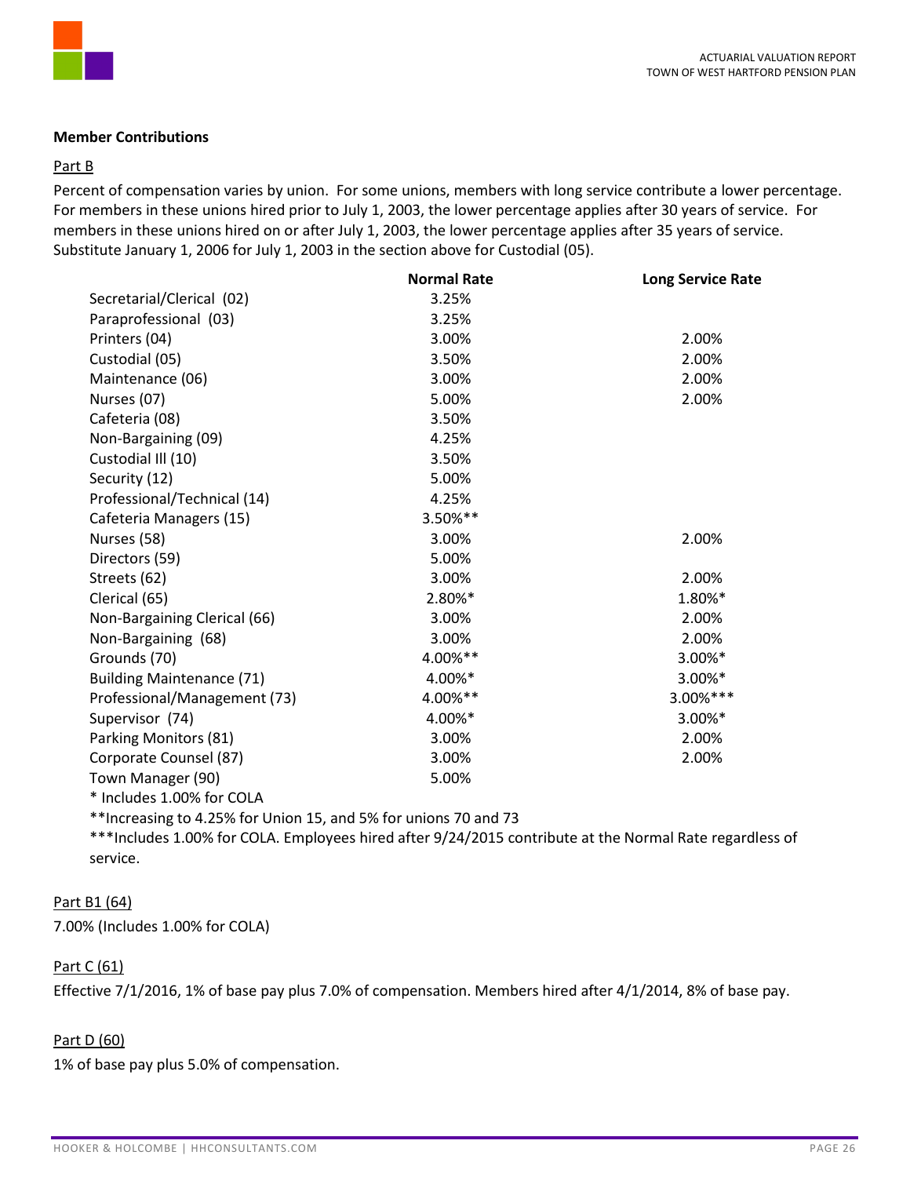**Member Contributions**

Part B

Percent of compensation varies by union. For some unions, members with long service contribute a lower percentage. For members in these unions hired prior to July 1, 2003, the lower percentage applies after 30 years of service. For members in these unions hired on or after July 1, 2003, the lower percentage applies after 35 years of service. Substitute January 1, 2006 for July 1, 2003 in the section above for Custodial (05).

| | Normal Rate | Long Service Rate |
|---|---|---|
| Secretarial/Clerical (02) | 3.25% | |
| Paraprofessional (03) | 3.25% | |
| Printers (04) | 3.00% | 2.00% |
| Custodial (05) | 3.50% | 2.00% |
| Maintenance (06) | 3.00% | 2.00% |
| Nurses (07) | 5.00% | 2.00% |
| Cafeteria (08) | 3.50% | |
| Non-Bargaining (09) | 4.25% | |
| Custodial III (10) | 3.50% | |
| Security (12) | 5.00% | |
| Professional/Technical (14) | 4.25% | |
| Cafeteria Managers (15) | 3.50%** | |
| Nurses (58) | 3.00% | 2.00% |
| Directors (59) | 5.00% | |
| Streets (62) | 3.00% | 2.00% |
| Clerical (65) | 2.80%* | 1.80%* |
| Non-Bargaining Clerical (66) | 3.00% | 2.00% |
| Non-Bargaining (68) | 3.00% | 2.00% |
| Grounds (70) | 4.00%** | 3.00%* |
| Building Maintenance (71) | 4.00%* | 3.00%* |
| Professional/Management (73) | 4.00%** | 3.00%*** |
| Supervisor (74) | 4.00%* | 3.00%* |
| Parking Monitors (81) | 3.00% | 2.00% |
| Corporate Counsel (87) | 3.00% | 2.00% |
| Town Manager (90) | 5.00% | |

* Includes 1.00% for COLA

**Increasing to 4.25% for Union 15, and 5% for unions 70 and 73

***Includes 1.00% for COLA. Employees hired after 9/24/2015 contribute at the Normal Rate regardless of service.

Part B1 (64)

7.00% (Includes 1.00% for COLA)

Part C (61)

Effective 7/1/2016, 1% of base pay plus 7.0% of compensation. Members hired after 4/1/2014, 8% of base pay.

Part D (60)

1% of base pay plus 5.0% of compensation.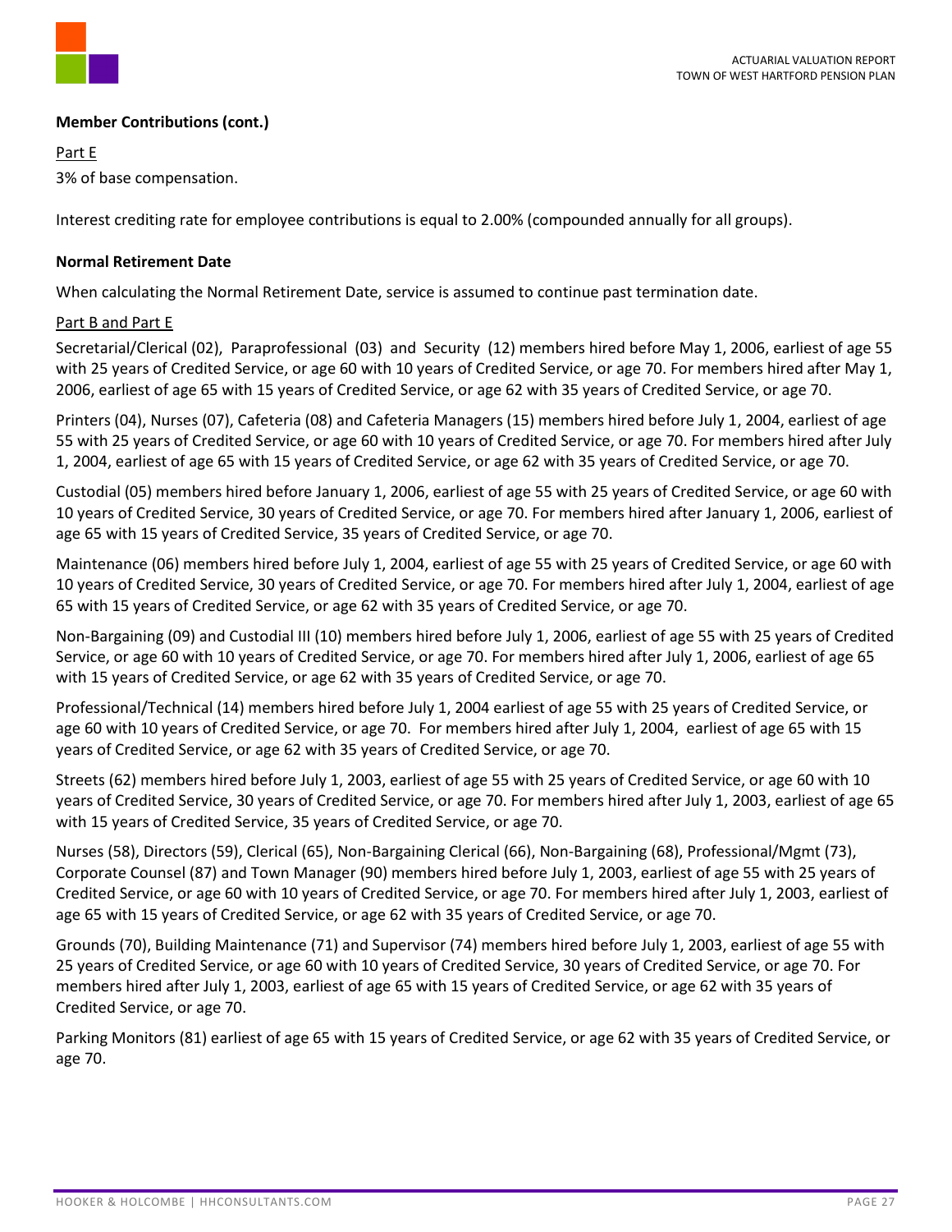**Member Contributions (cont.)**

Part E

3% of base compensation.

Interest crediting rate for employee contributions is equal to 2.00% (compounded annually for all groups).

**Normal Retirement Date**

When calculating the Normal Retirement Date, service is assumed to continue past termination date.

Part B and Part E

Secretarial/Clerical (02), Paraprofessional (03) and Security (12) members hired before May 1, 2006, earliest of age 55 with 25 years of Credited Service, or age 60 with 10 years of Credited Service, or age 70. For members hired after May 1, 2006, earliest of age 65 with 15 years of Credited Service, or age 62 with 35 years of Credited Service, or age 70.

Printers (04), Nurses (07), Cafeteria (08) and Cafeteria Managers (15) members hired before July 1, 2004, earliest of age 55 with 25 years of Credited Service, or age 60 with 10 years of Credited Service, or age 70. For members hired after July 1, 2004, earliest of age 65 with 15 years of Credited Service, or age 62 with 35 years of Credited Service, or age 70.

Custodial (05) members hired before January 1, 2006, earliest of age 55 with 25 years of Credited Service, or age 60 with 10 years of Credited Service, 30 years of Credited Service, or age 70. For members hired after January 1, 2006, earliest of age 65 with 15 years of Credited Service, 35 years of Credited Service, or age 70.

Maintenance (06) members hired before July 1, 2004, earliest of age 55 with 25 years of Credited Service, or age 60 with 10 years of Credited Service, 30 years of Credited Service, or age 70. For members hired after July 1, 2004, earliest of age 65 with 15 years of Credited Service, or age 62 with 35 years of Credited Service, or age 70.

Non-Bargaining (09) and Custodial III (10) members hired before July 1, 2006, earliest of age 55 with 25 years of Credited Service, or age 60 with 10 years of Credited Service, or age 70. For members hired after July 1, 2006, earliest of age 65 with 15 years of Credited Service, or age 62 with 35 years of Credited Service, or age 70.

Professional/Technical (14) members hired before July 1, 2004 earliest of age 55 with 25 years of Credited Service, or age 60 with 10 years of Credited Service, or age 70. For members hired after July 1, 2004, earliest of age 65 with 15 years of Credited Service, or age 62 with 35 years of Credited Service, or age 70.

Streets (62) members hired before July 1, 2003, earliest of age 55 with 25 years of Credited Service, or age 60 with 10 years of Credited Service, 30 years of Credited Service, or age 70. For members hired after July 1, 2003, earliest of age 65 with 15 years of Credited Service, 35 years of Credited Service, or age 70.

Nurses (58), Directors (59), Clerical (65), Non-Bargaining Clerical (66), Non-Bargaining (68), Professional/Mgmt (73), Corporate Counsel (87) and Town Manager (90) members hired before July 1, 2003, earliest of age 55 with 25 years of Credited Service, or age 60 with 10 years of Credited Service, or age 70. For members hired after July 1, 2003, earliest of age 65 with 15 years of Credited Service, or age 62 with 35 years of Credited Service, or age 70.

Grounds (70), Building Maintenance (71) and Supervisor (74) members hired before July 1, 2003, earliest of age 55 with 25 years of Credited Service, or age 60 with 10 years of Credited Service, 30 years of Credited Service, or age 70. For members hired after July 1, 2003, earliest of age 65 with 15 years of Credited Service, or age 62 with 35 years of Credited Service, or age 70.

Parking Monitors (81) earliest of age 65 with 15 years of Credited Service, or age 62 with 35 years of Credited Service, or age 70.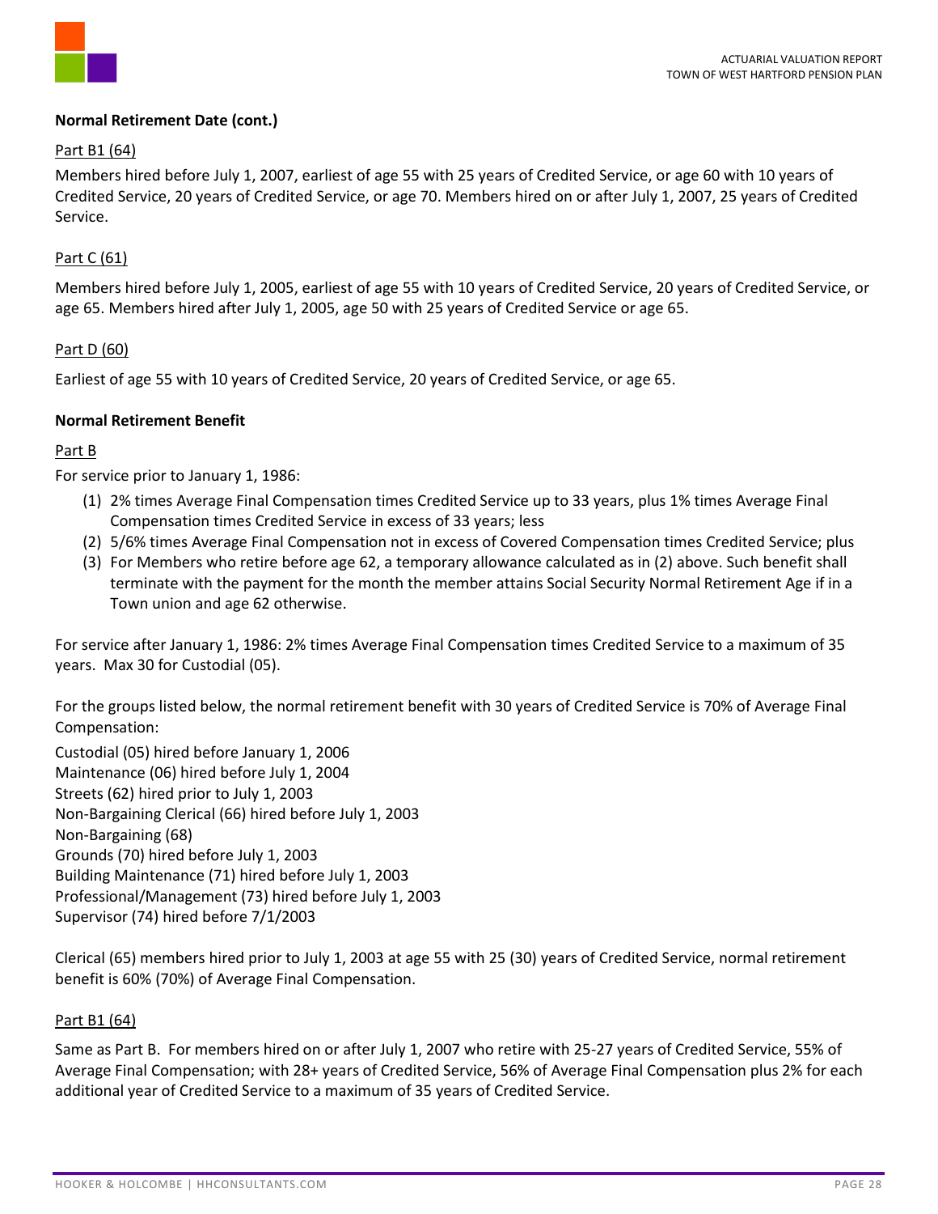**Normal Retirement Date (cont.)**

Part B1 (64)

Members hired before July 1, 2007, earliest of age 55 with 25 years of Credited Service, or age 60 with 10 years of Credited Service, 20 years of Credited Service, or age 70. Members hired on or after July 1, 2007, 25 years of Credited Service.

Part C (61)

Members hired before July 1, 2005, earliest of age 55 with 10 years of Credited Service, 20 years of Credited Service, or age 65. Members hired after July 1, 2005, age 50 with 25 years of Credited Service or age 65.

Part D (60)

Earliest of age 55 with 10 years of Credited Service, 20 years of Credited Service, or age 65.

**Normal Retirement Benefit**

Part B

For service prior to January 1, 1986:

(1) 2% times Average Final Compensation times Credited Service up to 33 years, plus 1% times Average Final Compensation times Credited Service in excess of 33 years; less
(2) 5/6% times Average Final Compensation not in excess of Covered Compensation times Credited Service; plus
(3) For Members who retire before age 62, a temporary allowance calculated as in (2) above. Such benefit shall terminate with the payment for the month the member attains Social Security Normal Retirement Age if in a Town union and age 62 otherwise.

For service after January 1, 1986: 2% times Average Final Compensation times Credited Service to a maximum of 35 years. Max 30 for Custodial (05).

For the groups listed below, the normal retirement benefit with 30 years of Credited Service is 70% of Average Final Compensation:

Custodial (05) hired before January 1, 2006
Maintenance (06) hired before July 1, 2004
Streets (62) hired prior to July 1, 2003
Non-Bargaining Clerical (66) hired before July 1, 2003
Non-Bargaining (68)
Grounds (70) hired before July 1, 2003
Building Maintenance (71) hired before July 1, 2003
Professional/Management (73) hired before July 1, 2003
Supervisor (74) hired before 7/1/2003

Clerical (65) members hired prior to July 1, 2003 at age 55 with 25 (30) years of Credited Service, normal retirement benefit is 60% (70%) of Average Final Compensation.

Part B1 (64)

Same as Part B. For members hired on or after July 1, 2007 who retire with 25-27 years of Credited Service, 55% of Average Final Compensation; with 28+ years of Credited Service, 56% of Average Final Compensation plus 2% for each additional year of Credited Service to a maximum of 35 years of Credited Service.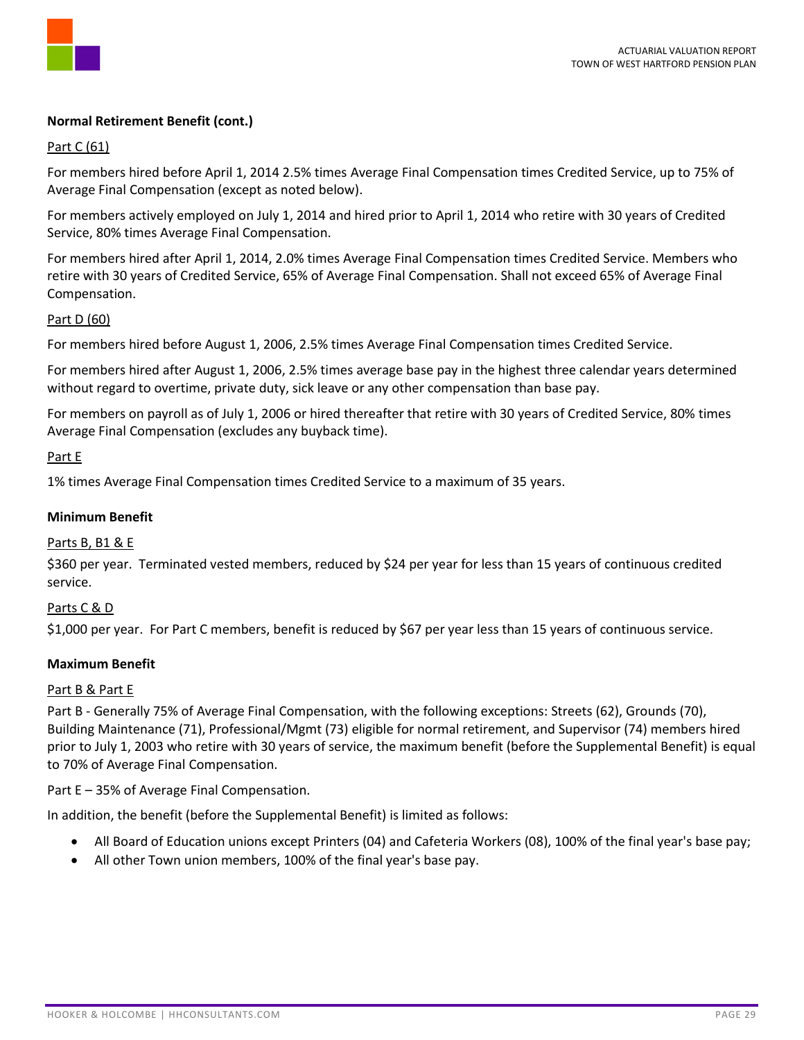**Normal Retirement Benefit (cont.)**

Part C (61)

For members hired before April 1, 2014 2.5% times Average Final Compensation times Credited Service, up to 75% of Average Final Compensation (except as noted below).

For members actively employed on July 1, 2014 and hired prior to April 1, 2014 who retire with 30 years of Credited Service, 80% times Average Final Compensation.

For members hired after April 1, 2014, 2.0% times Average Final Compensation times Credited Service. Members who retire with 30 years of Credited Service, 65% of Average Final Compensation. Shall not exceed 65% of Average Final Compensation.

Part D (60)

For members hired before August 1, 2006, 2.5% times Average Final Compensation times Credited Service.

For members hired after August 1, 2006, 2.5% times average base pay in the highest three calendar years determined without regard to overtime, private duty, sick leave or any other compensation than base pay.

For members on payroll as of July 1, 2006 or hired thereafter that retire with 30 years of Credited Service, 80% times Average Final Compensation (excludes any buyback time).

Part E

1% times Average Final Compensation times Credited Service to a maximum of 35 years.

**Minimum Benefit**

Parts B, B1 & E

$360 per year. Terminated vested members, reduced by $24 per year for less than 15 years of continuous credited service.

Parts C & D

$1,000 per year. For Part C members, benefit is reduced by $67 per year less than 15 years of continuous service.

**Maximum Benefit**

Part B & Part E

Part B - Generally 75% of Average Final Compensation, with the following exceptions: Streets (62), Grounds (70), Building Maintenance (71), Professional/Mgmt (73) eligible for normal retirement, and Supervisor (74) members hired prior to July 1, 2003 who retire with 30 years of service, the maximum benefit (before the Supplemental Benefit) is equal to 70% of Average Final Compensation.

Part E – 35% of Average Final Compensation.

In addition, the benefit (before the Supplemental Benefit) is limited as follows:

- All Board of Education unions except Printers (04) and Cafeteria Workers (08), 100% of the final year's base pay;
- All other Town union members, 100% of the final year's base pay.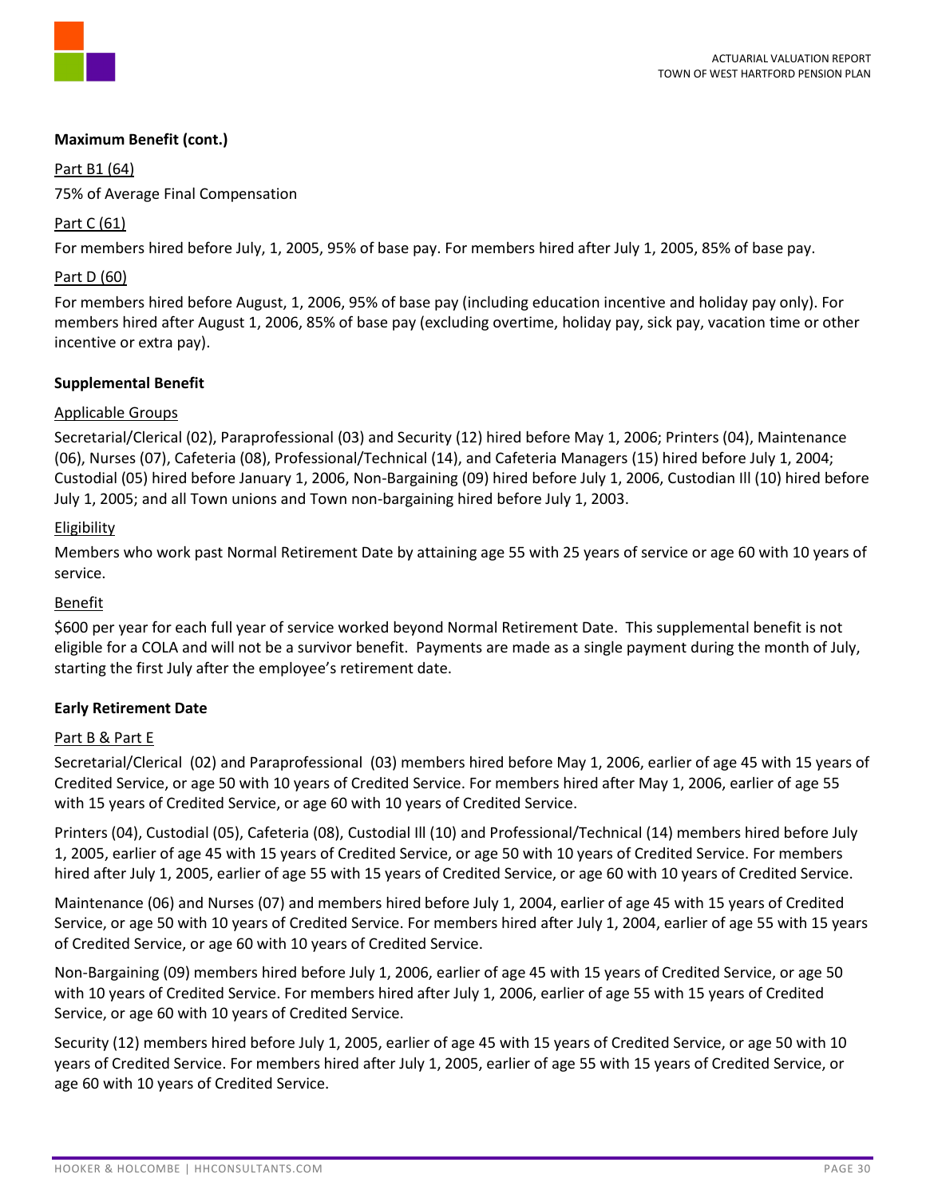**Maximum Benefit (cont.)**

Part B1 (64)

75% of Average Final Compensation

Part C (61)

For members hired before July, 1, 2005, 95% of base pay. For members hired after July 1, 2005, 85% of base pay.

Part D (60)

For members hired before August, 1, 2006, 95% of base pay (including education incentive and holiday pay only). For members hired after August 1, 2006, 85% of base pay (excluding overtime, holiday pay, sick pay, vacation time or other incentive or extra pay).

**Supplemental Benefit**

Applicable Groups

Secretarial/Clerical (02), Paraprofessional (03) and Security (12) hired before May 1, 2006; Printers (04), Maintenance (06), Nurses (07), Cafeteria (08), Professional/Technical (14), and Cafeteria Managers (15) hired before July 1, 2004; Custodial (05) hired before January 1, 2006, Non-Bargaining (09) hired before July 1, 2006, Custodian Ill (10) hired before July 1, 2005; and all Town unions and Town non-bargaining hired before July 1, 2003.

Eligibility

Members who work past Normal Retirement Date by attaining age 55 with 25 years of service or age 60 with 10 years of service.

Benefit

$600 per year for each full year of service worked beyond Normal Retirement Date. This supplemental benefit is not eligible for a COLA and will not be a survivor benefit. Payments are made as a single payment during the month of July, starting the first July after the employee's retirement date.

**Early Retirement Date**

Part B & Part E

Secretarial/Clerical (02) and Paraprofessional (03) members hired before May 1, 2006, earlier of age 45 with 15 years of Credited Service, or age 50 with 10 years of Credited Service. For members hired after May 1, 2006, earlier of age 55 with 15 years of Credited Service, or age 60 with 10 years of Credited Service.

Printers (04), Custodial (05), Cafeteria (08), Custodial Ill (10) and Professional/Technical (14) members hired before July 1, 2005, earlier of age 45 with 15 years of Credited Service, or age 50 with 10 years of Credited Service. For members hired after July 1, 2005, earlier of age 55 with 15 years of Credited Service, or age 60 with 10 years of Credited Service.

Maintenance (06) and Nurses (07) and members hired before July 1, 2004, earlier of age 45 with 15 years of Credited Service, or age 50 with 10 years of Credited Service. For members hired after July 1, 2004, earlier of age 55 with 15 years of Credited Service, or age 60 with 10 years of Credited Service.

Non-Bargaining (09) members hired before July 1, 2006, earlier of age 45 with 15 years of Credited Service, or age 50 with 10 years of Credited Service. For members hired after July 1, 2006, earlier of age 55 with 15 years of Credited Service, or age 60 with 10 years of Credited Service.

Security (12) members hired before July 1, 2005, earlier of age 45 with 15 years of Credited Service, or age 50 with 10 years of Credited Service. For members hired after July 1, 2005, earlier of age 55 with 15 years of Credited Service, or age 60 with 10 years of Credited Service.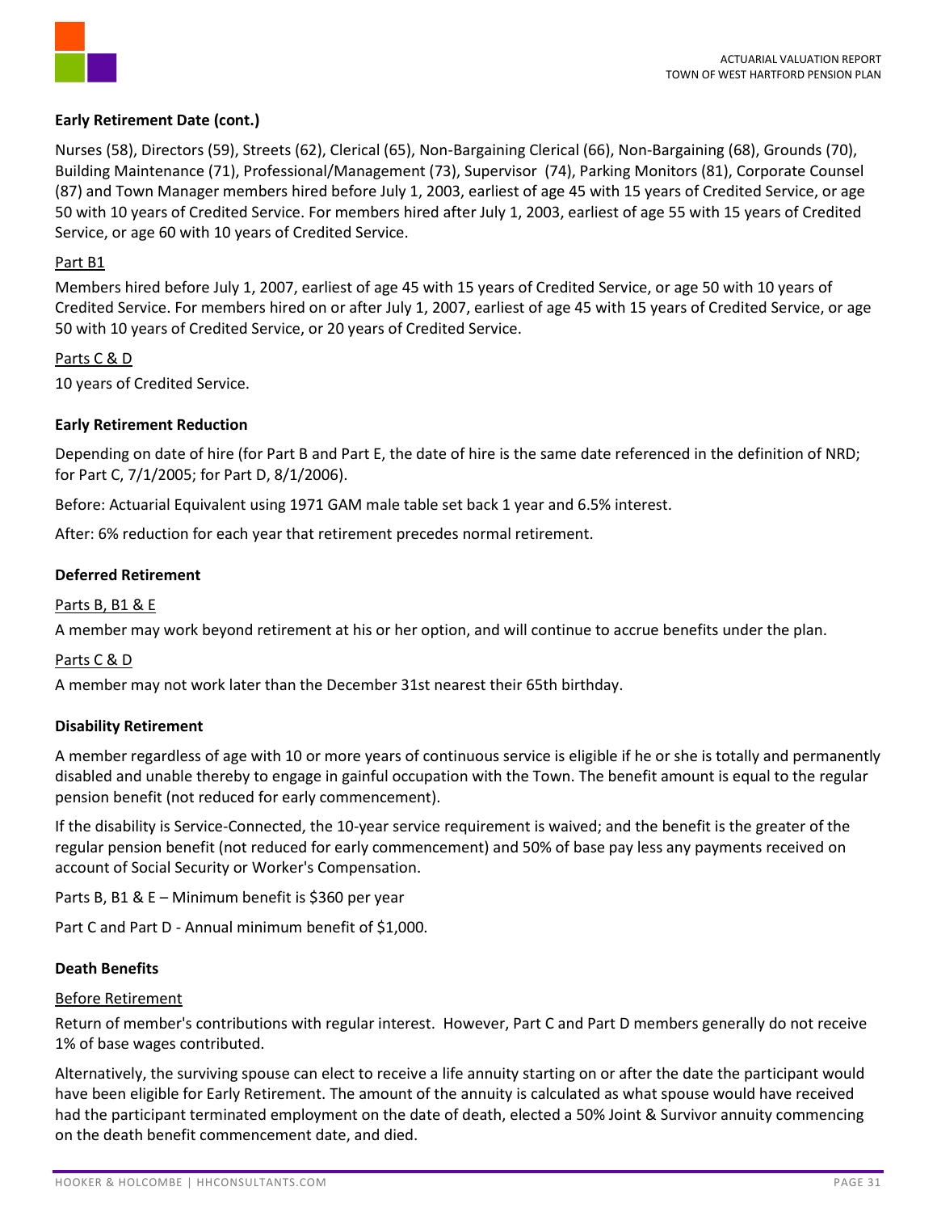### Early Retirement Date (cont.)

Nurses (58), Directors (59), Streets (62), Clerical (65), Non-Bargaining Clerical (66), Non-Bargaining (68), Grounds (70), Building Maintenance (71), Professional/Management (73), Supervisor (74), Parking Monitors (81), Corporate Counsel (87) and Town Manager members hired before July 1, 2003, earliest of age 45 with 15 years of Credited Service, or age 50 with 10 years of Credited Service. For members hired after July 1, 2003, earliest of age 55 with 15 years of Credited Service, or age 60 with 10 years of Credited Service.

Part B1

Members hired before July 1, 2007, earliest of age 45 with 15 years of Credited Service, or age 50 with 10 years of Credited Service. For members hired on or after July 1, 2007, earliest of age 45 with 15 years of Credited Service, or age 50 with 10 years of Credited Service, or 20 years of Credited Service.

Parts C & D

10 years of Credited Service.

### Early Retirement Reduction

Depending on date of hire (for Part B and Part E, the date of hire is the same date referenced in the definition of NRD; for Part C, 7/1/2005; for Part D, 8/1/2006).

Before: Actuarial Equivalent using 1971 GAM male table set back 1 year and 6.5% interest.

After: 6% reduction for each year that retirement precedes normal retirement.

### Deferred Retirement

Parts B, B1 & E

A member may work beyond retirement at his or her option, and will continue to accrue benefits under the plan.

Parts C & D

A member may not work later than the December 31st nearest their 65th birthday.

### Disability Retirement

A member regardless of age with 10 or more years of continuous service is eligible if he or she is totally and permanently disabled and unable thereby to engage in gainful occupation with the Town. The benefit amount is equal to the regular pension benefit (not reduced for early commencement).

If the disability is Service-Connected, the 10-year service requirement is waived; and the benefit is the greater of the regular pension benefit (not reduced for early commencement) and 50% of base pay less any payments received on account of Social Security or Worker's Compensation.

Parts B, B1 & E – Minimum benefit is $360 per year

Part C and Part D - Annual minimum benefit of $1,000.

### Death Benefits

Before Retirement

Return of member's contributions with regular interest. However, Part C and Part D members generally do not receive 1% of base wages contributed.

Alternatively, the surviving spouse can elect to receive a life annuity starting on or after the date the participant would have been eligible for Early Retirement. The amount of the annuity is calculated as what spouse would have received had the participant terminated employment on the date of death, elected a 50% Joint & Survivor annuity commencing on the death benefit commencement date, and died.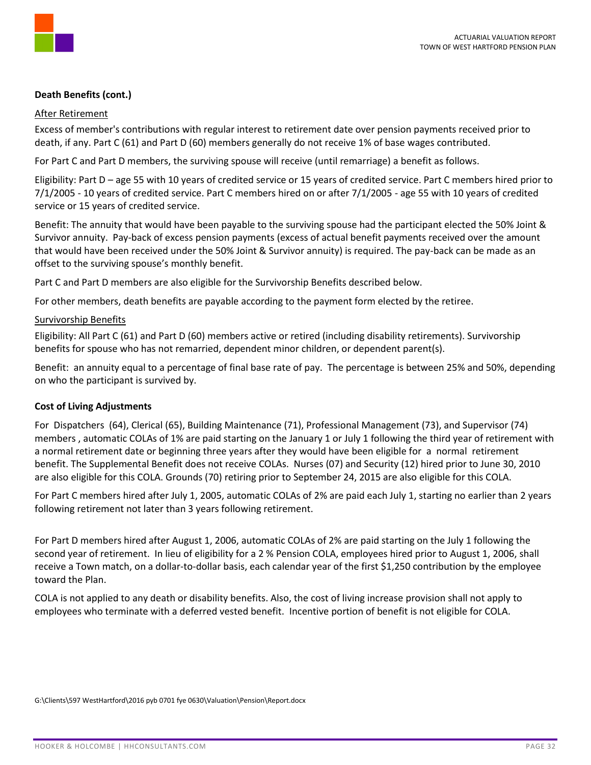**Death Benefits (cont.)**

After Retirement

Excess of member's contributions with regular interest to retirement date over pension payments received prior to death, if any. Part C (61) and Part D (60) members generally do not receive 1% of base wages contributed.

For Part C and Part D members, the surviving spouse will receive (until remarriage) a benefit as follows.

Eligibility: Part D – age 55 with 10 years of credited service or 15 years of credited service. Part C members hired prior to 7/1/2005 - 10 years of credited service. Part C members hired on or after 7/1/2005 - age 55 with 10 years of credited service or 15 years of credited service.

Benefit: The annuity that would have been payable to the surviving spouse had the participant elected the 50% Joint & Survivor annuity. Pay-back of excess pension payments (excess of actual benefit payments received over the amount that would have been received under the 50% Joint & Survivor annuity) is required. The pay-back can be made as an offset to the surviving spouse's monthly benefit.

Part C and Part D members are also eligible for the Survivorship Benefits described below.

For other members, death benefits are payable according to the payment form elected by the retiree.

Survivorship Benefits

Eligibility: All Part C (61) and Part D (60) members active or retired (including disability retirements). Survivorship benefits for spouse who has not remarried, dependent minor children, or dependent parent(s).

Benefit: an annuity equal to a percentage of final base rate of pay. The percentage is between 25% and 50%, depending on who the participant is survived by.

**Cost of Living Adjustments**

For Dispatchers (64), Clerical (65), Building Maintenance (71), Professional Management (73), and Supervisor (74) members , automatic COLAs of 1% are paid starting on the January 1 or July 1 following the third year of retirement with a normal retirement date or beginning three years after they would have been eligible for a normal retirement benefit. The Supplemental Benefit does not receive COLAs. Nurses (07) and Security (12) hired prior to June 30, 2010 are also eligible for this COLA. Grounds (70) retiring prior to September 24, 2015 are also eligible for this COLA.

For Part C members hired after July 1, 2005, automatic COLAs of 2% are paid each July 1, starting no earlier than 2 years following retirement not later than 3 years following retirement.

For Part D members hired after August 1, 2006, automatic COLAs of 2% are paid starting on the July 1 following the second year of retirement. In lieu of eligibility for a 2 % Pension COLA, employees hired prior to August 1, 2006, shall receive a Town match, on a dollar-to-dollar basis, each calendar year of the first $1,250 contribution by the employee toward the Plan.

COLA is not applied to any death or disability benefits. Also, the cost of living increase provision shall not apply to employees who terminate with a deferred vested benefit. Incentive portion of benefit is not eligible for COLA.

G:\Clients\597 WestHartford\2016 pyb 0701 fye 0630\Valuation\Pension\Report.docx